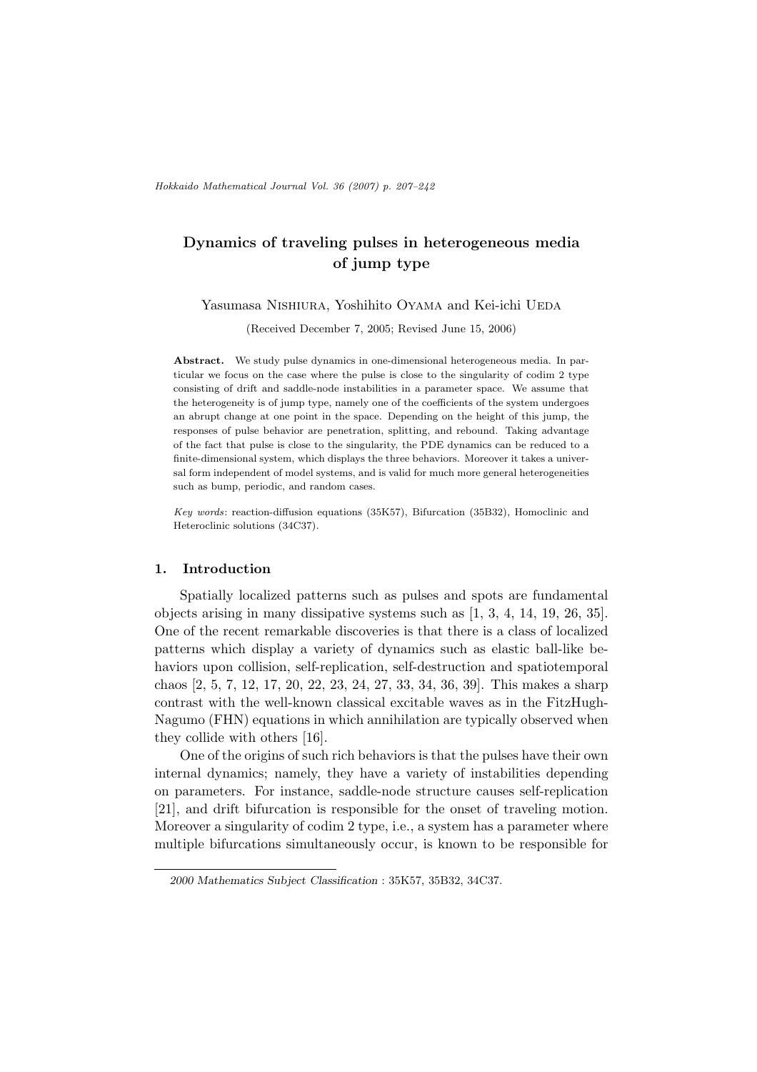# Dynamics of traveling pulses in heterogeneous media of jump type

Yasumasa Nishiura, Yoshihito Oyama and Kei-ichi Ueda

(Received December 7, 2005; Revised June 15, 2006)

**Abstract.** We study pulse dynamics in one-dimensional heterogeneous media. In particular we focus on the case where the pulse is close to the singularity of codim 2 type consisting of drift and saddle-node instabilities in a parameter space. We assume that the heterogeneity is of jump type, namely one of the coefficients of the system undergoes an abrupt change at one point in the space. Depending on the height of this jump, the responses of pulse behavior are penetration, splitting, and rebound. Taking advantage of the fact that pulse is close to the singularity, the PDE dynamics can be reduced to a finite-dimensional system, which displays the three behaviors. Moreover it takes a universal form independent of model systems, and is valid for much more general heterogeneities such as bump, periodic, and random cases.

*Key words*: reaction-diffusion equations (35K57), Bifurcation (35B32), Homoclinic and Heteroclinic solutions (34C37).

## 1. Introduction

Spatially localized patterns such as pulses and spots are fundamental objects arising in many dissipative systems such as [1, 3, 4, 14, 19, 26, 35]. One of the recent remarkable discoveries is that there is a class of localized patterns which display a variety of dynamics such as elastic ball-like behaviors upon collision, self-replication, self-destruction and spatiotemporal chaos [2, 5, 7, 12, 17, 20, 22, 23, 24, 27, 33, 34, 36, 39]. This makes a sharp contrast with the well-known classical excitable waves as in the FitzHugh-Nagumo (FHN) equations in which annihilation are typically observed when they collide with others [16].

One of the origins of such rich behaviors is that the pulses have their own internal dynamics; namely, they have a variety of instabilities depending on parameters. For instance, saddle-node structure causes self-replication [21], and drift bifurcation is responsible for the onset of traveling motion. Moreover a singularity of codim 2 type, i.e., a system has a parameter where multiple bifurcations simultaneously occur, is known to be responsible for

*2000 Mathematics Subject Classification* : 35K57, 35B32, 34C37.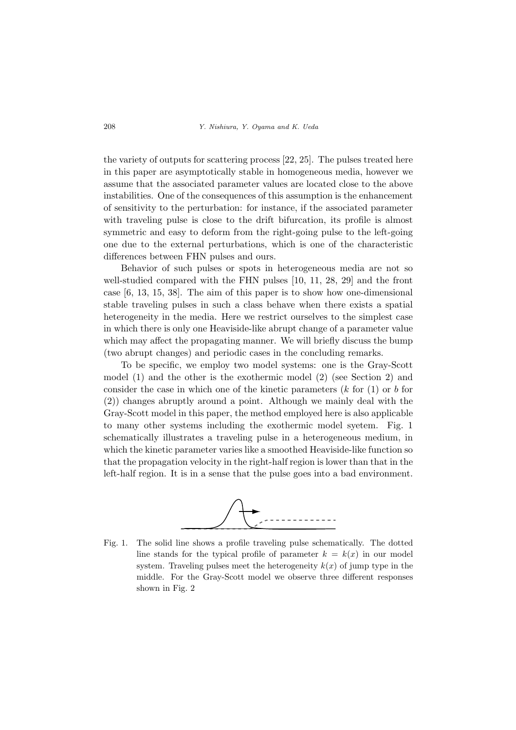the variety of outputs for scattering process [22, 25]. The pulses treated here in this paper are asymptotically stable in homogeneous media, however we assume that the associated parameter values are located close to the above instabilities. One of the consequences of this assumption is the enhancement of sensitivity to the perturbation: for instance, if the associated parameter with traveling pulse is close to the drift bifurcation, its profile is almost symmetric and easy to deform from the right-going pulse to the left-going one due to the external perturbations, which is one of the characteristic differences between FHN pulses and ours.

Behavior of such pulses or spots in heterogeneous media are not so well-studied compared with the FHN pulses [10, 11, 28, 29] and the front case [6, 13, 15, 38]. The aim of this paper is to show how one-dimensional stable traveling pulses in such a class behave when there exists a spatial heterogeneity in the media. Here we restrict ourselves to the simplest case in which there is only one Heaviside-like abrupt change of a parameter value which may affect the propagating manner. We will briefly discuss the bump (two abrupt changes) and periodic cases in the concluding remarks.

To be specific, we employ two model systems: one is the Gray-Scott model (1) and the other is the exothermic model (2) (see Section 2) and consider the case in which one of the kinetic parameters ($k$ for (1) or $b$ for (2)) changes abruptly around a point. Although we mainly deal with the Gray-Scott model in this paper, the method employed here is also applicable to many other systems including the exothermic model syetem. Fig. 1 schematically illustrates a traveling pulse in a heterogeneous medium, in which the kinetic parameter varies like a smoothed Heaviside-like function so that the propagation velocity in the right-half region is lower than that in the left-half region. It is in a sense that the pulse goes into a bad environment.

Fig. 1. The solid line shows a profile traveling pulse schematically. The dotted line stands for the typical profile of parameter $k = k(x)$ in our model system. Traveling pulses meet the heterogeneity $k(x)$ of jump type in the middle. For the Gray-Scott model we observe three different responses shown in Fig. 2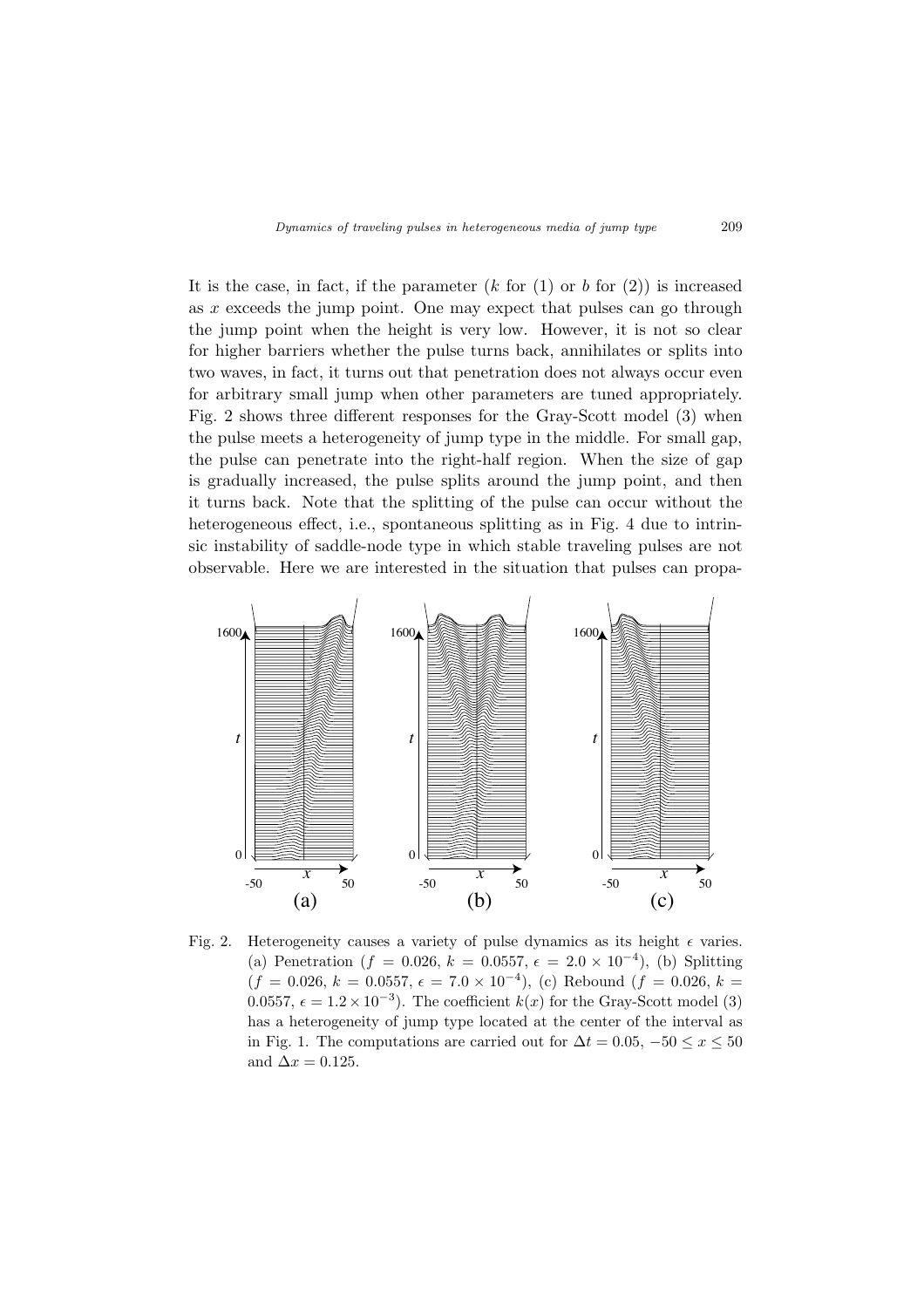It is the case, in fact, if the parameter ($k$ for (1) or $b$ for (2)) is increased as $x$ exceeds the jump point. One may expect that pulses can go through the jump point when the height is very low. However, it is not so clear for higher barriers whether the pulse turns back, annihilates or splits into two waves, in fact, it turns out that penetration does not always occur even for arbitrary small jump when other parameters are tuned appropriately. Fig. 2 shows three different responses for the Gray-Scott model (3) when the pulse meets a heterogeneity of jump type in the middle. For small gap, the pulse can penetrate into the right-half region. When the size of gap is gradually increased, the pulse splits around the jump point, and then it turns back. Note that the splitting of the pulse can occur without the heterogeneous effect, i.e., spontaneous splitting as in Fig. 4 due to intrinsic instability of saddle-node type in which stable traveling pulses are not observable. Here we are interested in the situation that pulses can propa-

Fig. 2. Heterogeneity causes a variety of pulse dynamics as its height $\epsilon$ varies. (a) Penetration ($f = 0.026$, $k = 0.0557$, $\epsilon = 2.0 \times 10^{-4}$), (b) Splitting ($f = 0.026$, $k = 0.0557$, $\epsilon = 7.0 \times 10^{-4}$), (c) Rebound ($f = 0.026$, $k = 0.0557$, $\epsilon = 1.2 \times 10^{-3}$). The coefficient $k(x)$ for the Gray-Scott model (3) has a heterogeneity of jump type located at the center of the interval as in Fig. 1. The computations are carried out for $\Delta t = 0.05$, $-50 \leq x \leq 50$ and $\Delta x = 0.125$.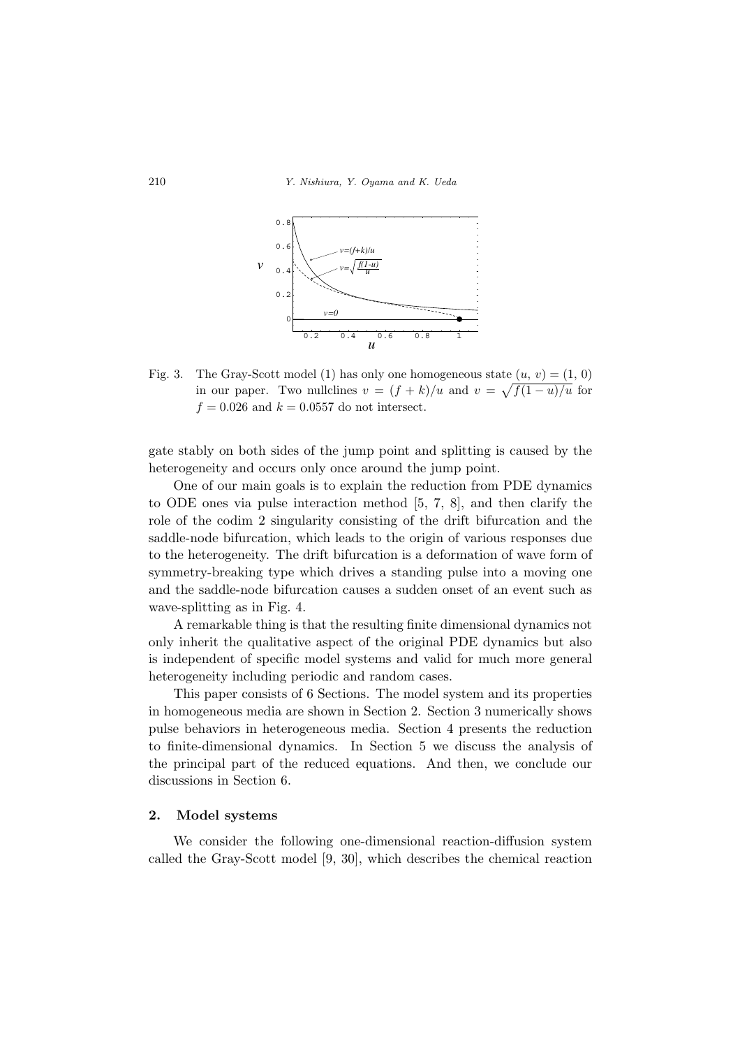Fig. 3. The Gray-Scott model (1) has only one homogeneous state $(u, v) = (1, 0)$ in our paper. Two nullclines $v = (f + k)/u$ and $v = \sqrt{f(1 - u)/u}$ for $f = 0.026$ and $k = 0.0557$ do not intersect.

gate stably on both sides of the jump point and splitting is caused by the heterogeneity and occurs only once around the jump point.

One of our main goals is to explain the reduction from PDE dynamics to ODE ones via pulse interaction method [5, 7, 8], and then clarify the role of the codim 2 singularity consisting of the drift bifurcation and the saddle-node bifurcation, which leads to the origin of various responses due to the heterogeneity. The drift bifurcation is a deformation of wave form of symmetry-breaking type which drives a standing pulse into a moving one and the saddle-node bifurcation causes a sudden onset of an event such as wave-splitting as in Fig. 4.

A remarkable thing is that the resulting finite dimensional dynamics not only inherit the qualitative aspect of the original PDE dynamics but also is independent of specific model systems and valid for much more general heterogeneity including periodic and random cases.

This paper consists of 6 Sections. The model system and its properties in homogeneous media are shown in Section 2. Section 3 numerically shows pulse behaviors in heterogeneous media. Section 4 presents the reduction to finite-dimensional dynamics. In Section 5 we discuss the analysis of the principal part of the reduced equations. And then, we conclude our discussions in Section 6.

## 2. Model systems

We consider the following one-dimensional reaction-diffusion system called the Gray-Scott model [9, 30], which describes the chemical reaction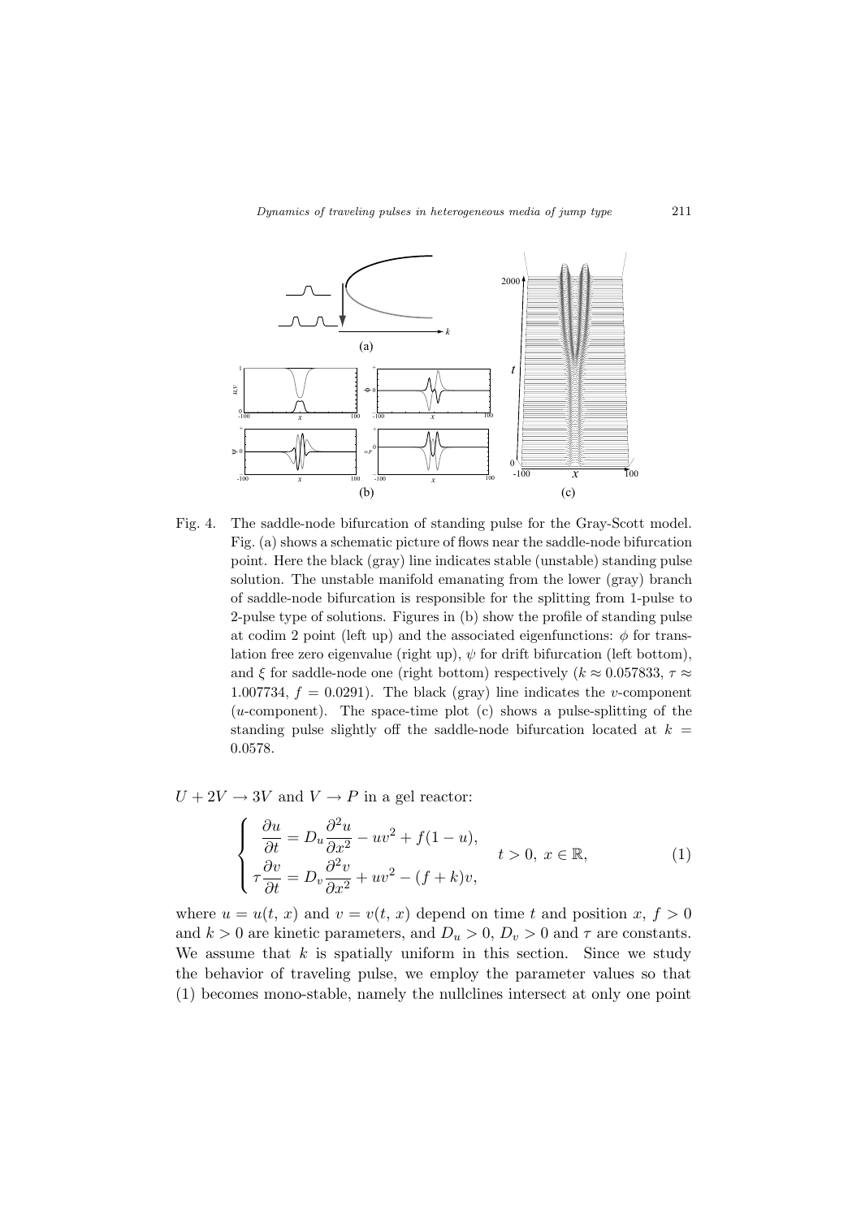Fig. 4. The saddle-node bifurcation of standing pulse for the Gray-Scott model. Fig. (a) shows a schematic picture of flows near the saddle-node bifurcation point. Here the black (gray) line indicates stable (unstable) standing pulse solution. The unstable manifold emanating from the lower (gray) branch of saddle-node bifurcation is responsible for the splitting from 1-pulse to 2-pulse type of solutions. Figures in (b) show the profile of standing pulse at codim 2 point (left up) and the associated eigenfunctions: $\phi$ for translation free zero eigenvalue (right up), $\psi$ for drift bifurcation (left bottom), and $\xi$ for saddle-node one (right bottom) respectively ($k \approx 0.057833$, $\tau \approx 1.007734$, $f = 0.0291$). The black (gray) line indicates the $v$-component ($u$-component). The space-time plot (c) shows a pulse-splitting of the standing pulse slightly off the saddle-node bifurcation located at $k = 0.0578$.

$U + 2V \to 3V$ and $V \to P$ in a gel reactor:

$$\begin{cases} \dfrac{\partial u}{\partial t} = D_u \dfrac{\partial^2 u}{\partial x^2} - uv^2 + f(1-u), \\ \tau \dfrac{\partial v}{\partial t} = D_v \dfrac{\partial^2 v}{\partial x^2} + uv^2 - (f+k)v, \end{cases} \quad t > 0,\ x \in \mathbb{R}, \tag{1}$$

where $u = u(t, x)$ and $v = v(t, x)$ depend on time $t$ and position $x$, $f > 0$ and $k > 0$ are kinetic parameters, and $D_u > 0$, $D_v > 0$ and $\tau$ are constants. We assume that $k$ is spatially uniform in this section. Since we study the behavior of traveling pulse, we employ the parameter values so that (1) becomes mono-stable, namely the nullclines intersect at only one point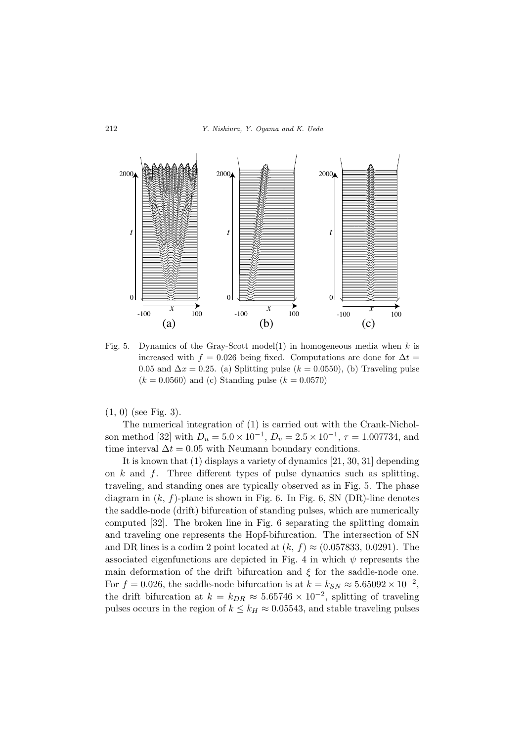Fig. 5. Dynamics of the Gray-Scott model(1) in homogeneous media when $k$ is increased with $f = 0.026$ being fixed. Computations are done for $\Delta t = 0.05$ and $\Delta x = 0.25$. (a) Splitting pulse ($k = 0.0550$), (b) Traveling pulse ($k = 0.0560$) and (c) Standing pulse ($k = 0.0570$)

(1, 0) (see Fig. 3).

The numerical integration of (1) is carried out with the Crank-Nicholson method [32] with $D_u = 5.0 \times 10^{-1}$, $D_v = 2.5 \times 10^{-1}$, $\tau = 1.007734$, and time interval $\Delta t = 0.05$ with Neumann boundary conditions.

It is known that (1) displays a variety of dynamics [21, 30, 31] depending on $k$ and $f$. Three different types of pulse dynamics such as splitting, traveling, and standing ones are typically observed as in Fig. 5. The phase diagram in $(k, f)$-plane is shown in Fig. 6. In Fig. 6, SN (DR)-line denotes the saddle-node (drift) bifurcation of standing pulses, which are numerically computed [32]. The broken line in Fig. 6 separating the splitting domain and traveling one represents the Hopf-bifurcation. The intersection of SN and DR lines is a codim 2 point located at $(k, f) \approx (0.057833, 0.0291)$. The associated eigenfunctions are depicted in Fig. 4 in which $\psi$ represents the main deformation of the drift bifurcation and $\xi$ for the saddle-node one. For $f = 0.026$, the saddle-node bifurcation is at $k = k_{SN} \approx 5.65092 \times 10^{-2}$, the drift bifurcation at $k = k_{DR} \approx 5.65746 \times 10^{-2}$, splitting of traveling pulses occurs in the region of $k \leq k_H \approx 0.05543$, and stable traveling pulses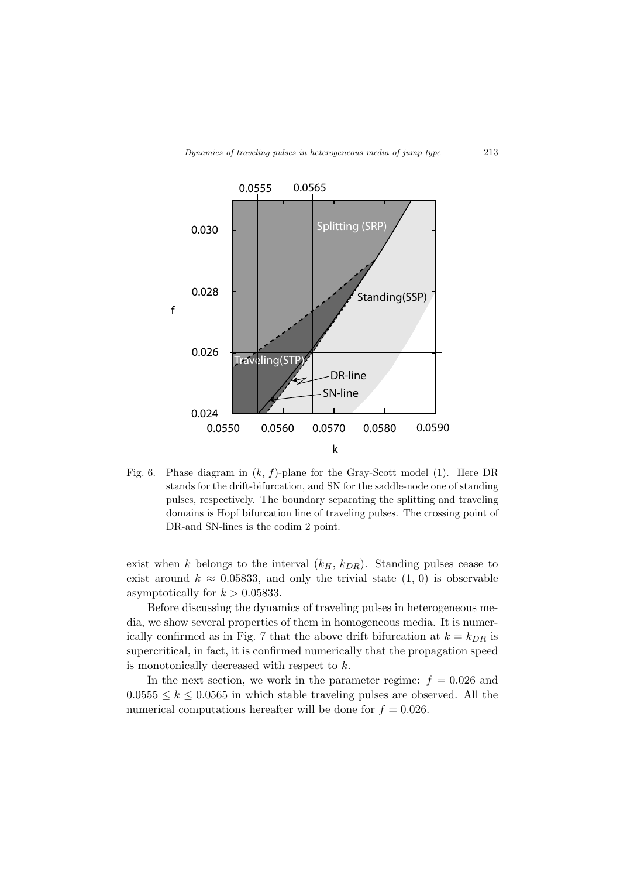Fig. 6. Phase diagram in $(k, f)$-plane for the Gray-Scott model (1). Here DR stands for the drift-bifurcation, and SN for the saddle-node one of standing pulses, respectively. The boundary separating the splitting and traveling domains is Hopf bifurcation line of traveling pulses. The crossing point of DR-and SN-lines is the codim 2 point.

exist when $k$ belongs to the interval $(k_H, k_{DR})$. Standing pulses cease to exist around $k \approx 0.05833$, and only the trivial state $(1, 0)$ is observable asymptotically for $k > 0.05833$.

Before discussing the dynamics of traveling pulses in heterogeneous media, we show several properties of them in homogeneous media. It is numerically confirmed as in Fig. 7 that the above drift bifurcation at $k = k_{DR}$ is supercritical, in fact, it is confirmed numerically that the propagation speed is monotonically decreased with respect to $k$.

In the next section, we work in the parameter regime: $f = 0.026$ and $0.0555 \leq k \leq 0.0565$ in which stable traveling pulses are observed. All the numerical computations hereafter will be done for $f = 0.026$.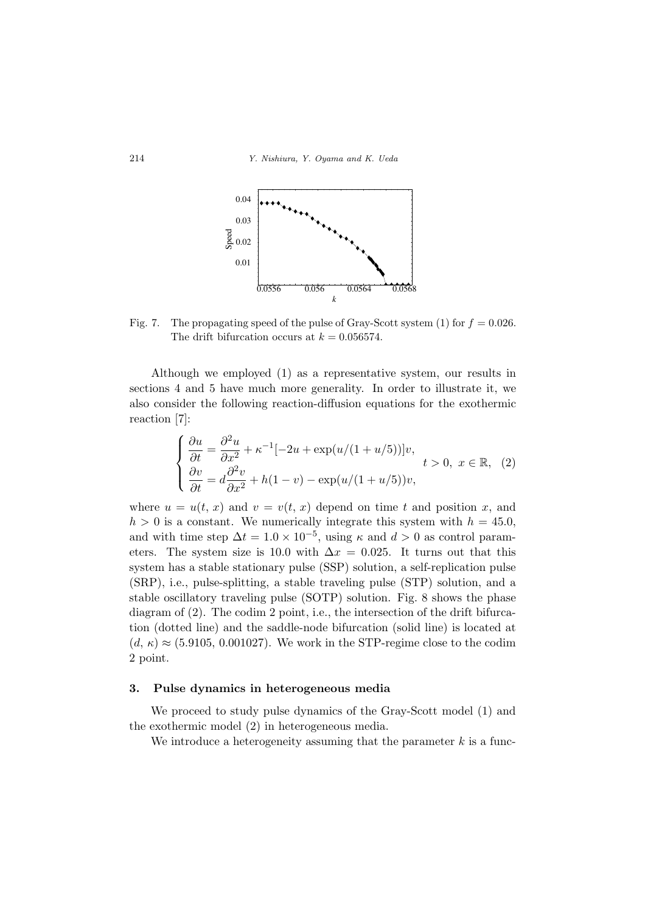Fig. 7. The propagating speed of the pulse of Gray-Scott system (1) for $f = 0.026$. The drift bifurcation occurs at $k = 0.056574$.

Although we employed (1) as a representative system, our results in sections 4 and 5 have much more generality. In order to illustrate it, we also consider the following reaction-diffusion equations for the exothermic reaction [7]:

$$
\begin{cases}
\dfrac{\partial u}{\partial t} = \dfrac{\partial^2 u}{\partial x^2} + \kappa^{-1}[-2u + \exp(u/(1+u/5))]v, \\
\dfrac{\partial v}{\partial t} = d\dfrac{\partial^2 v}{\partial x^2} + h(1-v) - \exp(u/(1+u/5))v,
\end{cases}
\quad t > 0,\ x \in \mathbb{R}, \quad (2)
$$

where $u = u(t, x)$ and $v = v(t, x)$ depend on time $t$ and position $x$, and $h > 0$ is a constant. We numerically integrate this system with $h = 45.0$, and with time step $\Delta t = 1.0 \times 10^{-5}$, using $\kappa$ and $d > 0$ as control parameters. The system size is 10.0 with $\Delta x = 0.025$. It turns out that this system has a stable stationary pulse (SSP) solution, a self-replication pulse (SRP), i.e., pulse-splitting, a stable traveling pulse (STP) solution, and a stable oscillatory traveling pulse (SOTP) solution. Fig. 8 shows the phase diagram of (2). The codim 2 point, i.e., the intersection of the drift bifurcation (dotted line) and the saddle-node bifurcation (solid line) is located at $(d, \kappa) \approx (5.9105, 0.001027)$. We work in the STP-regime close to the codim 2 point.

## 3. Pulse dynamics in heterogeneous media

We proceed to study pulse dynamics of the Gray-Scott model (1) and the exothermic model (2) in heterogeneous media.

We introduce a heterogeneity assuming that the parameter $k$ is a func-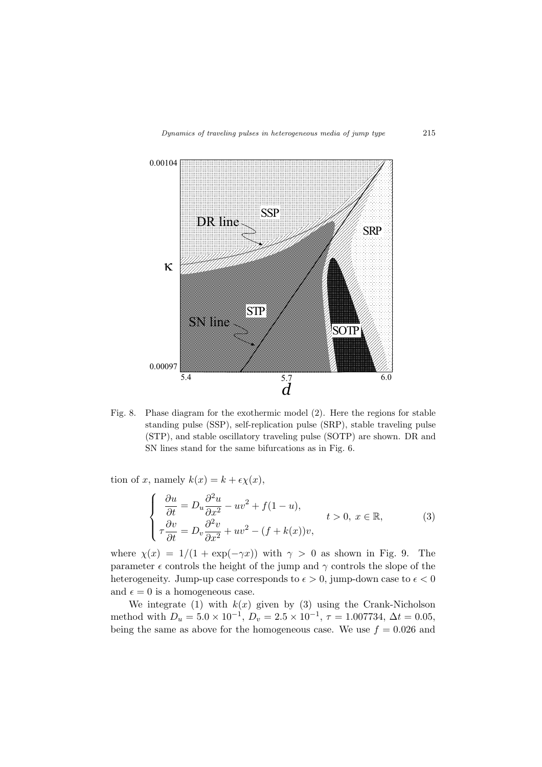Fig. 8. Phase diagram for the exothermic model (2). Here the regions for stable standing pulse (SSP), self-replication pulse (SRP), stable traveling pulse (STP), and stable oscillatory traveling pulse (SOTP) are shown. DR and SN lines stand for the same bifurcations as in Fig. 6.

tion of $x$, namely $k(x) = k + \epsilon\chi(x)$,

$$
\begin{cases}
\dfrac{\partial u}{\partial t} = D_u \dfrac{\partial^2 u}{\partial x^2} - uv^2 + f(1-u), \\
\tau \dfrac{\partial v}{\partial t} = D_v \dfrac{\partial^2 v}{\partial x^2} + uv^2 - (f + k(x))v,
\end{cases}
\quad t > 0,\ x \in \mathbb{R}, \tag{3}
$$

where $\chi(x) = 1/(1 + \exp(-\gamma x))$ with $\gamma > 0$ as shown in Fig. 9. The parameter $\epsilon$ controls the height of the jump and $\gamma$ controls the slope of the heterogeneity. Jump-up case corresponds to $\epsilon > 0$, jump-down case to $\epsilon < 0$ and $\epsilon = 0$ is a homogeneous case.

We integrate (1) with $k(x)$ given by (3) using the Crank-Nicholson method with $D_u = 5.0 \times 10^{-1}$, $D_v = 2.5 \times 10^{-1}$, $\tau = 1.007734$, $\Delta t = 0.05$, being the same as above for the homogeneous case. We use $f = 0.026$ and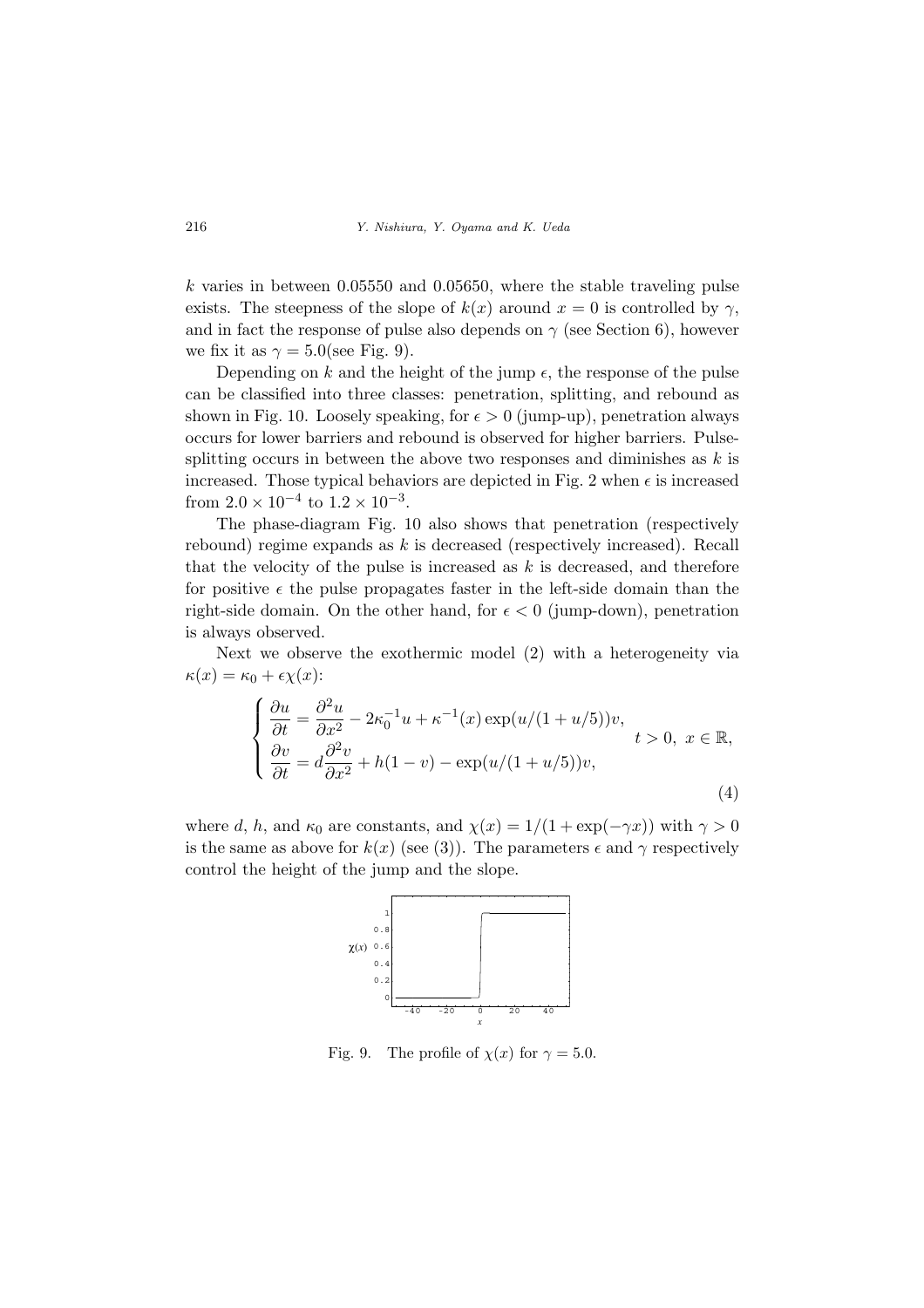$k$ varies in between 0.05550 and 0.05650, where the stable traveling pulse exists. The steepness of the slope of $k(x)$ around $x = 0$ is controlled by $\gamma$, and in fact the response of pulse also depends on $\gamma$ (see Section 6), however we fix it as $\gamma = 5.0$(see Fig. 9).

Depending on $k$ and the height of the jump $\epsilon$, the response of the pulse can be classified into three classes: penetration, splitting, and rebound as shown in Fig. 10. Loosely speaking, for $\epsilon > 0$ (jump-up), penetration always occurs for lower barriers and rebound is observed for higher barriers. Pulse-splitting occurs in between the above two responses and diminishes as $k$ is increased. Those typical behaviors are depicted in Fig. 2 when $\epsilon$ is increased from $2.0 \times 10^{-4}$ to $1.2 \times 10^{-3}$.

The phase-diagram Fig. 10 also shows that penetration (respectively rebound) regime expands as $k$ is decreased (respectively increased). Recall that the velocity of the pulse is increased as $k$ is decreased, and therefore for positive $\epsilon$ the pulse propagates faster in the left-side domain than the right-side domain. On the other hand, for $\epsilon < 0$ (jump-down), penetration is always observed.

Next we observe the exothermic model (2) with a heterogeneity via $\kappa(x) = \kappa_0 + \epsilon\chi(x)$:

$$
\left\{
\begin{aligned}
\frac{\partial u}{\partial t} &= \frac{\partial^2 u}{\partial x^2} - 2\kappa_0^{-1}u + \kappa^{-1}(x)\exp(u/(1+u/5))v, \\
\frac{\partial v}{\partial t} &= d\frac{\partial^2 v}{\partial x^2} + h(1-v) - \exp(u/(1+u/5))v,
\end{aligned}
\right.
\quad t > 0,\ x \in \mathbb{R},
\tag{4}
$$

where $d$, $h$, and $\kappa_0$ are constants, and $\chi(x) = 1/(1 + \exp(-\gamma x))$ with $\gamma > 0$ is the same as above for $k(x)$ (see (3)). The parameters $\epsilon$ and $\gamma$ respectively control the height of the jump and the slope.

Fig. 9. The profile of $\chi(x)$ for $\gamma = 5.0$.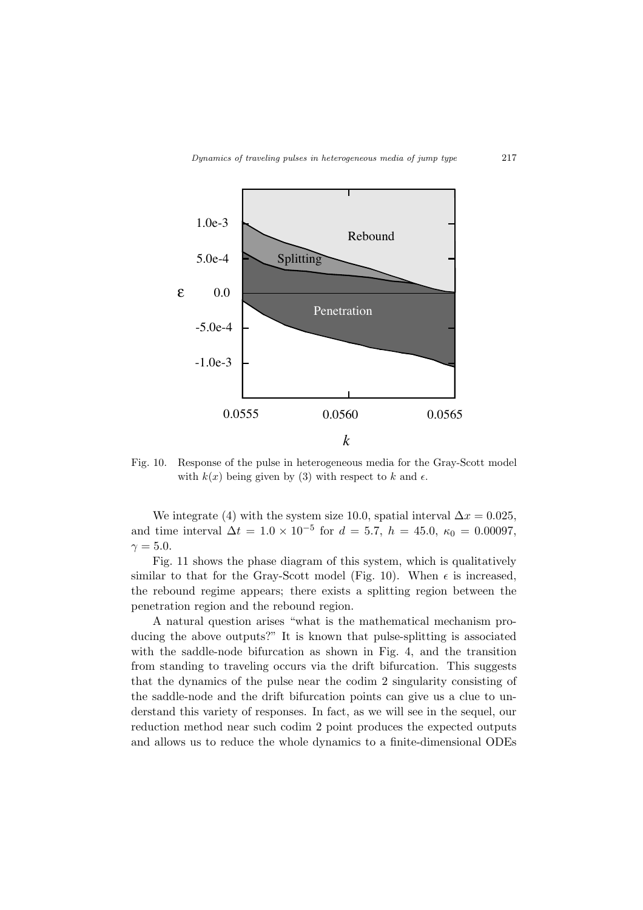Fig. 10. Response of the pulse in heterogeneous media for the Gray-Scott model with $k(x)$ being given by (3) with respect to $k$ and $\epsilon$.

We integrate (4) with the system size 10.0, spatial interval $\Delta x = 0.025$, and time interval $\Delta t = 1.0 \times 10^{-5}$ for $d = 5.7$, $h = 45.0$, $\kappa_0 = 0.00097$, $\gamma = 5.0$.

Fig. 11 shows the phase diagram of this system, which is qualitatively similar to that for the Gray-Scott model (Fig. 10). When $\epsilon$ is increased, the rebound regime appears; there exists a splitting region between the penetration region and the rebound region.

A natural question arises "what is the mathematical mechanism producing the above outputs?" It is known that pulse-splitting is associated with the saddle-node bifurcation as shown in Fig. 4, and the transition from standing to traveling occurs via the drift bifurcation. This suggests that the dynamics of the pulse near the codim 2 singularity consisting of the saddle-node and the drift bifurcation points can give us a clue to understand this variety of responses. In fact, as we will see in the sequel, our reduction method near such codim 2 point produces the expected outputs and allows us to reduce the whole dynamics to a finite-dimensional ODEs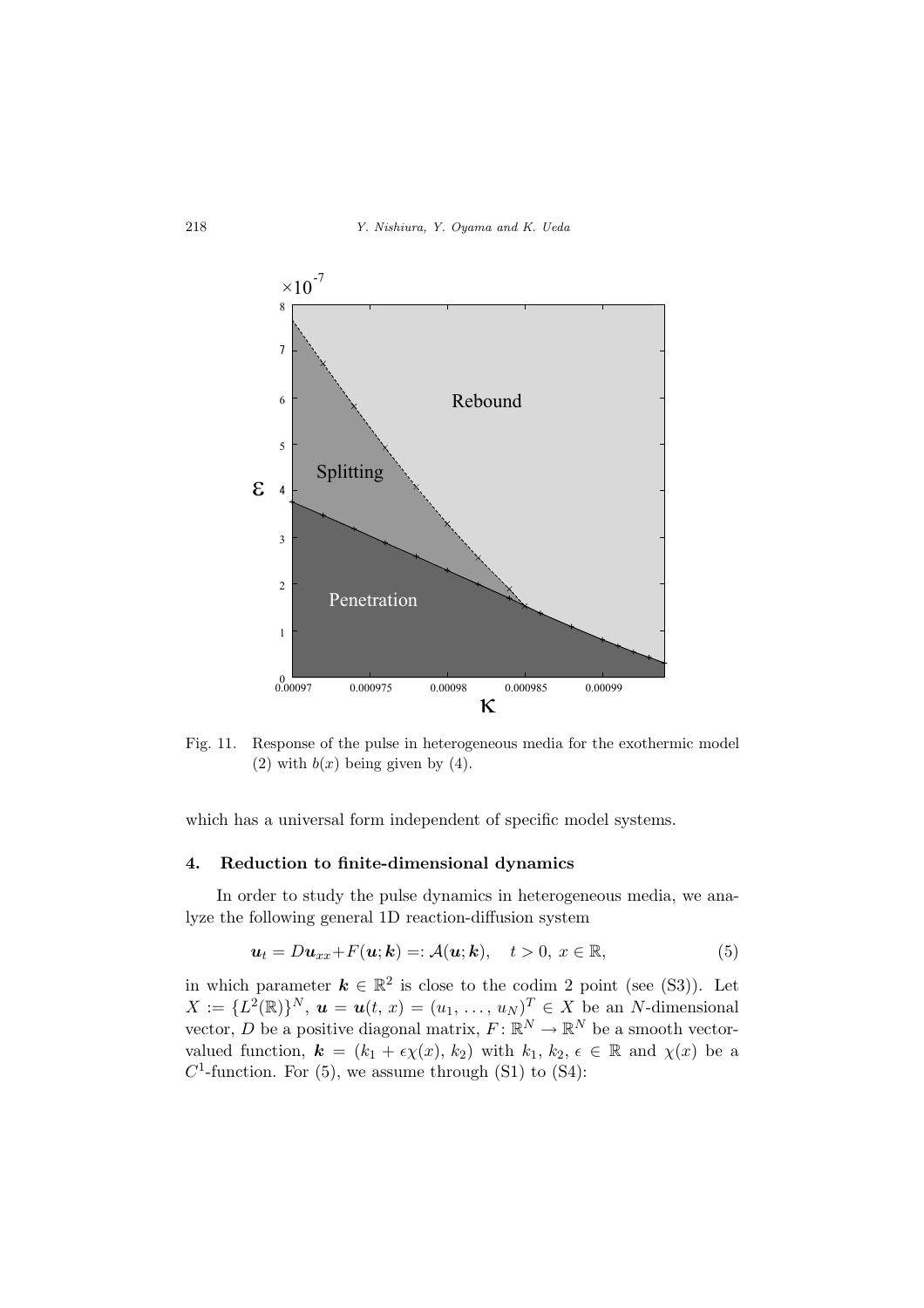Fig. 11. Response of the pulse in heterogeneous media for the exothermic model (2) with $b(x)$ being given by (4).

which has a universal form independent of specific model systems.

## 4. Reduction to finite-dimensional dynamics

In order to study the pulse dynamics in heterogeneous media, we analyze the following general 1D reaction-diffusion system

$$\boldsymbol{u}_t = D\boldsymbol{u}_{xx} + F(\boldsymbol{u}; \boldsymbol{k}) =: \mathcal{A}(\boldsymbol{u}; \boldsymbol{k}), \quad t > 0,\ x \in \mathbb{R}, \tag{5}$$

in which parameter $\boldsymbol{k} \in \mathbb{R}^2$ is close to the codim 2 point (see (S3)). Let $X := \{L^2(\mathbb{R})\}^N$, $\boldsymbol{u} = \boldsymbol{u}(t, x) = (u_1, \ldots, u_N)^T \in X$ be an $N$-dimensional vector, $D$ be a positive diagonal matrix, $F\colon \mathbb{R}^N \to \mathbb{R}^N$ be a smooth vector-valued function, $\boldsymbol{k} = (k_1 + \epsilon\chi(x), k_2)$ with $k_1, k_2, \epsilon \in \mathbb{R}$ and $\chi(x)$ be a $C^1$-function. For (5), we assume through (S1) to (S4):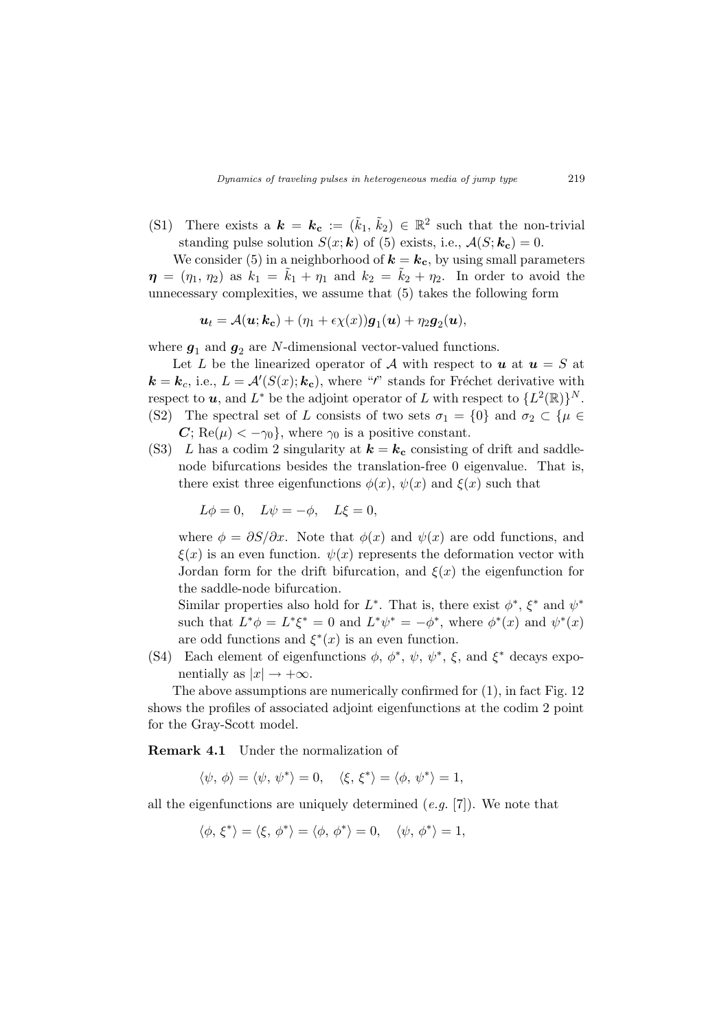(S1) There exists a $\boldsymbol{k} = \boldsymbol{k_c} := (\tilde{k}_1, \tilde{k}_2) \in \mathbb{R}^2$ such that the non-trivial standing pulse solution $S(x; \boldsymbol{k})$ of (5) exists, i.e., $\mathcal{A}(S; \boldsymbol{k_c}) = 0$.

We consider (5) in a neighborhood of $\boldsymbol{k} = \boldsymbol{k_c}$, by using small parameters $\boldsymbol{\eta} = (\eta_1, \eta_2)$ as $k_1 = \tilde{k}_1 + \eta_1$ and $k_2 = \tilde{k}_2 + \eta_2$. In order to avoid the unnecessary complexities, we assume that (5) takes the following form

$$\boldsymbol{u}_t = \mathcal{A}(\boldsymbol{u}; \boldsymbol{k_c}) + (\eta_1 + \epsilon\chi(x))\boldsymbol{g}_1(\boldsymbol{u}) + \eta_2 \boldsymbol{g}_2(\boldsymbol{u}),$$

where $\boldsymbol{g}_1$ and $\boldsymbol{g}_2$ are $N$-dimensional vector-valued functions.

Let $L$ be the linearized operator of $\mathcal{A}$ with respect to $\boldsymbol{u}$ at $\boldsymbol{u} = S$ at $\boldsymbol{k} = \boldsymbol{k}_c$, i.e., $L = \mathcal{A}'(S(x); \boldsymbol{k_c})$, where "$'$" stands for Fréchet derivative with respect to $\boldsymbol{u}$, and $L^*$ be the adjoint operator of $L$ with respect to $\{L^2(\mathbb{R})\}^N$.

(S2) The spectral set of $L$ consists of two sets $\sigma_1 = \{0\}$ and $\sigma_2 \subset \{\mu \in \boldsymbol{C};\ \mathrm{Re}(\mu) < -\gamma_0\}$, where $\gamma_0$ is a positive constant.

(S3) $L$ has a codim 2 singularity at $\boldsymbol{k} = \boldsymbol{k_c}$ consisting of drift and saddle-node bifurcations besides the translation-free 0 eigenvalue. That is, there exist three eigenfunctions $\phi(x)$, $\psi(x)$ and $\xi(x)$ such that

$$L\phi = 0, \quad L\psi = -\phi, \quad L\xi = 0,$$

where $\phi = \partial S/\partial x$. Note that $\phi(x)$ and $\psi(x)$ are odd functions, and $\xi(x)$ is an even function. $\psi(x)$ represents the deformation vector with Jordan form for the drift bifurcation, and $\xi(x)$ the eigenfunction for the saddle-node bifurcation.

Similar properties also hold for $L^*$. That is, there exist $\phi^*$, $\xi^*$ and $\psi^*$ such that $L^*\phi = L^*\xi^* = 0$ and $L^*\psi^* = -\phi^*$, where $\phi^*(x)$ and $\psi^*(x)$ are odd functions and $\xi^*(x)$ is an even function.

(S4) Each element of eigenfunctions $\phi$, $\phi^*$, $\psi$, $\psi^*$, $\xi$, and $\xi^*$ decays exponentially as $|x| \to +\infty$.

The above assumptions are numerically confirmed for (1), in fact Fig. 12 shows the profiles of associated adjoint eigenfunctions at the codim 2 point for the Gray-Scott model.

**Remark 4.1** Under the normalization of

$$\langle \psi, \phi \rangle = \langle \psi, \psi^* \rangle = 0, \quad \langle \xi, \xi^* \rangle = \langle \phi, \psi^* \rangle = 1,$$

all the eigenfunctions are uniquely determined (*e.g.* [7]). We note that

$$\langle \phi, \xi^* \rangle = \langle \xi, \phi^* \rangle = \langle \phi, \phi^* \rangle = 0, \quad \langle \psi, \phi^* \rangle = 1,$$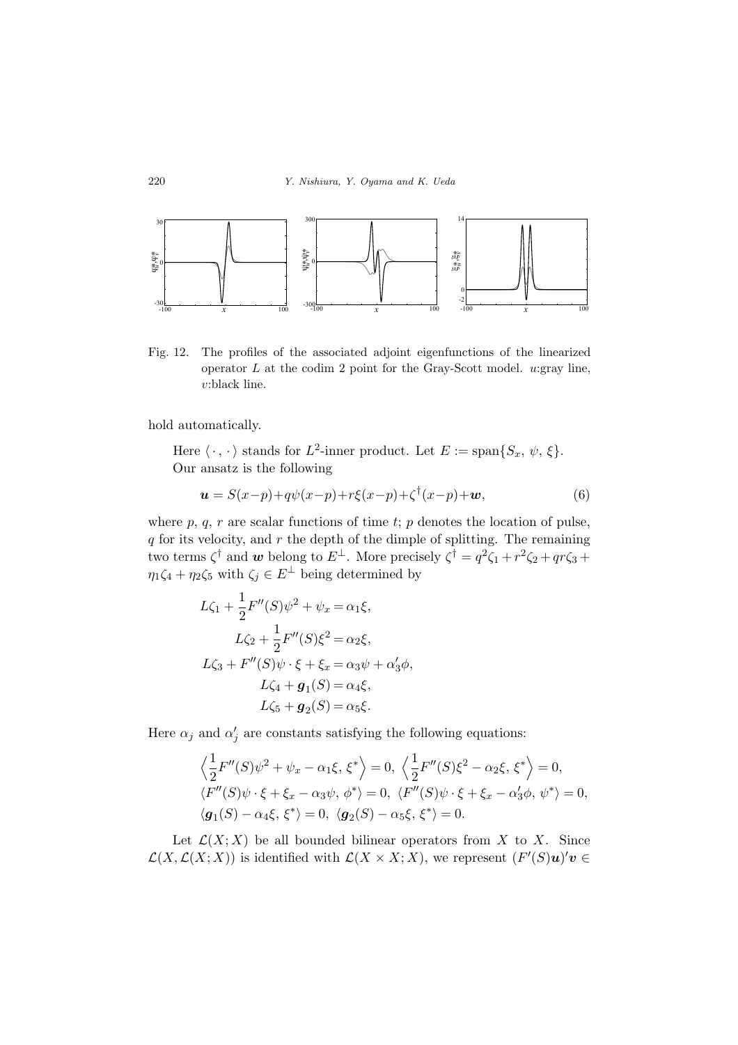Fig. 12. The profiles of the associated adjoint eigenfunctions of the linearized operator $L$ at the codim 2 point for the Gray-Scott model. $u$:gray line, $v$:black line.

hold automatically.

Here $\langle\,\cdot\,,\,\cdot\,\rangle$ stands for $L^2$-inner product. Let $E := \mathrm{span}\{S_x,\, \psi,\, \xi\}$. Our ansatz is the following

$$\boldsymbol{u} = S(x-p)+q\psi(x-p)+r\xi(x-p)+\zeta^{\dagger}(x-p)+\boldsymbol{w}, \tag{6}$$

where $p$, $q$, $r$ are scalar functions of time $t$; $p$ denotes the location of pulse, $q$ for its velocity, and $r$ the depth of the dimple of splitting. The remaining two terms $\zeta^{\dagger}$ and $\boldsymbol{w}$ belong to $E^{\perp}$. More precisely $\zeta^{\dagger} = q^2\zeta_1 + r^2\zeta_2 + qr\zeta_3 + \eta_1\zeta_4 + \eta_2\zeta_5$ with $\zeta_j \in E^{\perp}$ being determined by

$$\begin{aligned}
L\zeta_1 + \frac{1}{2}F''(S)\psi^2 + \psi_x &= \alpha_1\xi,\\
L\zeta_2 + \frac{1}{2}F''(S)\xi^2 &= \alpha_2\xi,\\
L\zeta_3 + F''(S)\psi\cdot\xi + \xi_x &= \alpha_3\psi + \alpha_3'\phi,\\
L\zeta_4 + \boldsymbol{g}_1(S) &= \alpha_4\xi,\\
L\zeta_5 + \boldsymbol{g}_2(S) &= \alpha_5\xi.
\end{aligned}$$

Here $\alpha_j$ and $\alpha_j'$ are constants satisfying the following equations:

$$\begin{gathered}
\left\langle \frac{1}{2}F''(S)\psi^2 + \psi_x - \alpha_1\xi,\, \xi^* \right\rangle = 0,\ \left\langle \frac{1}{2}F''(S)\xi^2 - \alpha_2\xi,\, \xi^* \right\rangle = 0,\\
\langle F''(S)\psi\cdot\xi + \xi_x - \alpha_3\psi,\, \phi^*\rangle = 0,\ \langle F''(S)\psi\cdot\xi + \xi_x - \alpha_3'\phi,\, \psi^*\rangle = 0,\\
\langle \boldsymbol{g}_1(S) - \alpha_4\xi,\, \xi^*\rangle = 0,\ \langle \boldsymbol{g}_2(S) - \alpha_5\xi,\, \xi^*\rangle = 0.
\end{gathered}$$

Let $\mathcal{L}(X;X)$ be all bounded bilinear operators from $X$ to $X$. Since $\mathcal{L}(X, \mathcal{L}(X;X))$ is identified with $\mathcal{L}(X\times X;X)$, we represent $(F'(S)\boldsymbol{u})'\boldsymbol{v} \in$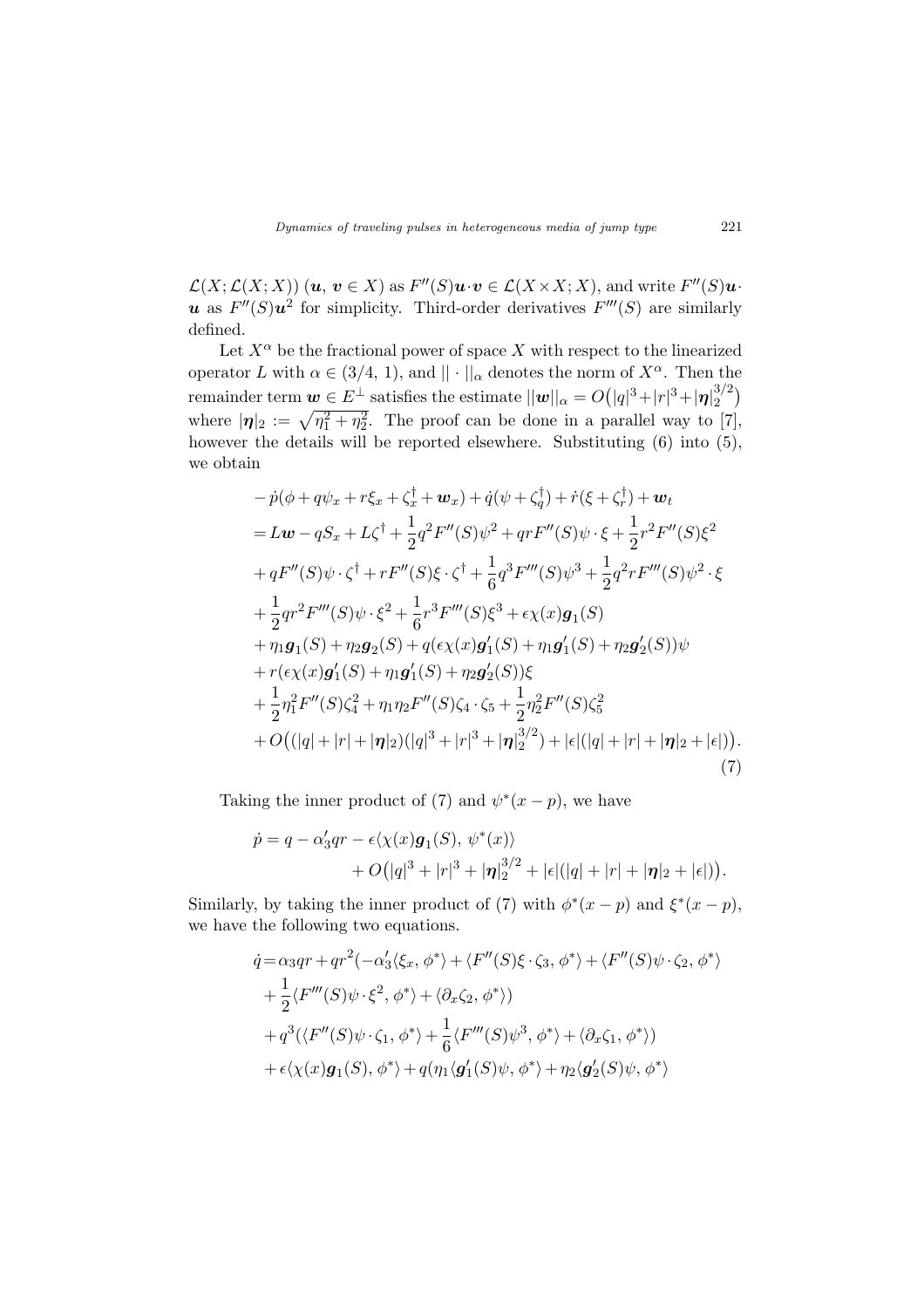$\mathcal{L}(X;\mathcal{L}(X;X))$ $(\boldsymbol{u},\,\boldsymbol{v}\in X)$ as $F''(S)\boldsymbol{u}\cdot\boldsymbol{v}\in\mathcal{L}(X\times X;X)$, and write $F''(S)\boldsymbol{u}\cdot\boldsymbol{u}$ as $F''(S)\boldsymbol{u}^2$ for simplicity. Third-order derivatives $F'''(S)$ are similarly defined.

Let $X^\alpha$ be the fractional power of space $X$ with respect to the linearized operator $L$ with $\alpha\in(3/4,\,1)$, and $||\cdot||_\alpha$ denotes the norm of $X^\alpha$. Then the remainder term $\boldsymbol{w}\in E^\perp$ satisfies the estimate $||\boldsymbol{w}||_\alpha=O\big(|q|^3+|r|^3+|\boldsymbol{\eta}|_2^{3/2}\big)$ where $|\boldsymbol{\eta}|_2:=\sqrt{\eta_1^2+\eta_2^2}$. The proof can be done in a parallel way to [7], however the details will be reported elsewhere. Substituting (6) into (5), we obtain

$$
\begin{aligned}
&-\dot{p}(\phi+q\psi_x+r\xi_x+\zeta_x^\dagger+\boldsymbol{w}_x)+\dot{q}(\psi+\zeta_q^\dagger)+\dot{r}(\xi+\zeta_r^\dagger)+\boldsymbol{w}_t\\
&=L\boldsymbol{w}-qS_x+L\zeta^\dagger+\frac{1}{2}q^2F''(S)\psi^2+qrF''(S)\psi\cdot\xi+\frac{1}{2}r^2F''(S)\xi^2\\
&+qF''(S)\psi\cdot\zeta^\dagger+rF''(S)\xi\cdot\zeta^\dagger+\frac{1}{6}q^3F'''(S)\psi^3+\frac{1}{2}q^2rF'''(S)\psi^2\cdot\xi\\
&+\frac{1}{2}qr^2F'''(S)\psi\cdot\xi^2+\frac{1}{6}r^3F'''(S)\xi^3+\epsilon\chi(x)\boldsymbol{g}_1(S)\\
&+\eta_1\boldsymbol{g}_1(S)+\eta_2\boldsymbol{g}_2(S)+q(\epsilon\chi(x)\boldsymbol{g}_1'(S)+\eta_1\boldsymbol{g}_1'(S)+\eta_2\boldsymbol{g}_2'(S))\psi\\
&+r(\epsilon\chi(x)\boldsymbol{g}_1'(S)+\eta_1\boldsymbol{g}_1'(S)+\eta_2\boldsymbol{g}_2'(S))\xi\\
&+\frac{1}{2}\eta_1^2F''(S)\zeta_4^2+\eta_1\eta_2F''(S)\zeta_4\cdot\zeta_5+\frac{1}{2}\eta_2^2F''(S)\zeta_5^2\\
&+O\big((|q|+|r|+|\boldsymbol{\eta}|_2)(|q|^3+|r|^3+|\boldsymbol{\eta}|_2^{3/2})+|\epsilon|(|q|+|r|+|\boldsymbol{\eta}|_2+|\epsilon|)\big).
\end{aligned}
\tag{7}
$$

Taking the inner product of (7) and $\psi^*(x-p)$, we have

$$
\begin{aligned}
\dot{p}=q-\alpha_3'qr-\epsilon\langle\chi(x)\boldsymbol{g}_1(S),\,\psi^*(x)\rangle\\
+O\big(|q|^3+|r|^3+|\boldsymbol{\eta}|_2^{3/2}+|\epsilon|(|q|+|r|+|\boldsymbol{\eta}|_2+|\epsilon|)\big).
\end{aligned}
$$

Similarly, by taking the inner product of (7) with $\phi^*(x-p)$ and $\xi^*(x-p)$, we have the following two equations.

$$
\begin{aligned}
\dot{q}=&\,\alpha_3qr+qr^2(-\alpha_3'\langle\xi_x,\,\phi^*\rangle+\langle F''(S)\xi\cdot\zeta_3,\,\phi^*\rangle+\langle F''(S)\psi\cdot\zeta_2,\,\phi^*\rangle\\
&+\frac{1}{2}\langle F'''(S)\psi\cdot\xi^2,\,\phi^*\rangle+\langle\partial_x\zeta_2,\,\phi^*\rangle)\\
&+q^3(\langle F''(S)\psi\cdot\zeta_1,\,\phi^*\rangle+\frac{1}{6}\langle F'''(S)\psi^3,\,\phi^*\rangle+\langle\partial_x\zeta_1,\,\phi^*\rangle)\\
&+\epsilon\langle\chi(x)\boldsymbol{g}_1(S),\,\phi^*\rangle+q(\eta_1\langle\boldsymbol{g}_1'(S)\psi,\,\phi^*\rangle+\eta_2\langle\boldsymbol{g}_2'(S)\psi,\,\phi^*\rangle
\end{aligned}
$$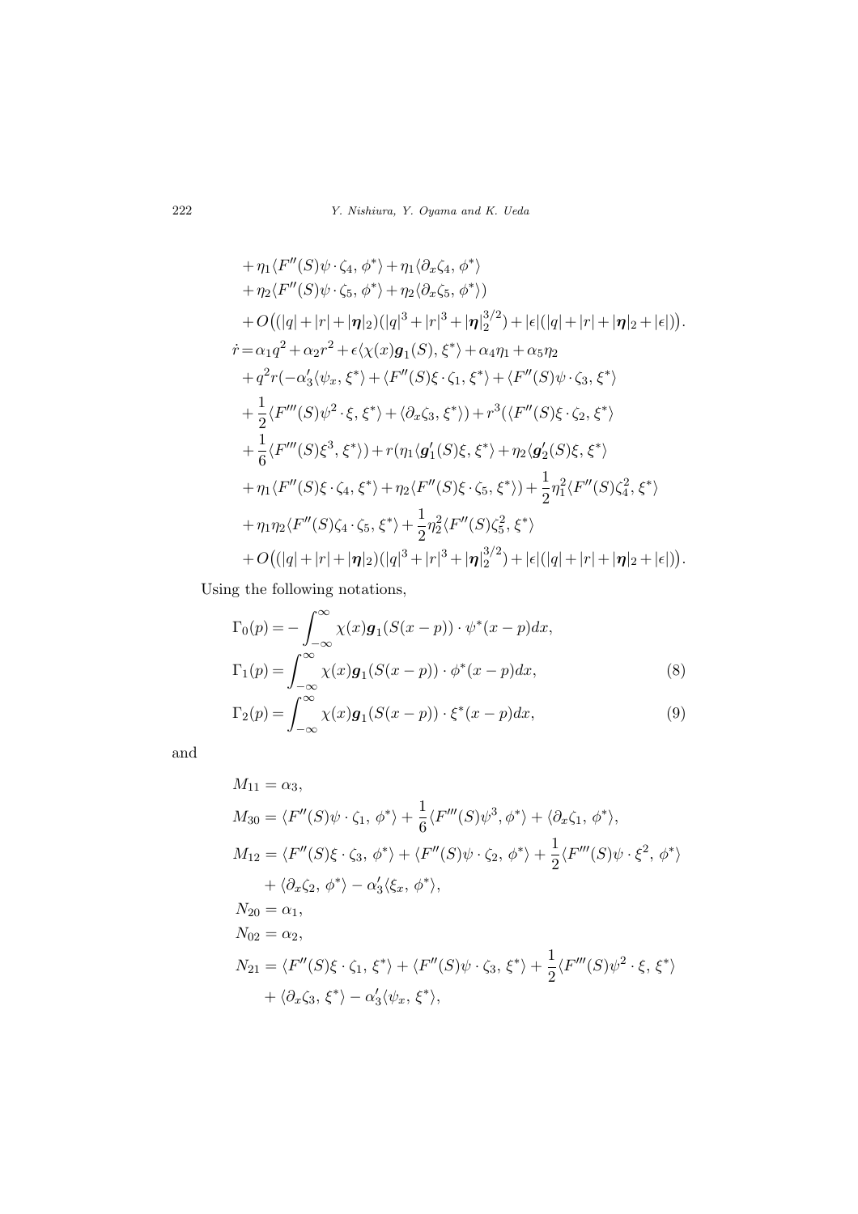$$
\begin{aligned}
&+\eta_1\langle F''(S)\psi\cdot\zeta_4,\,\phi^*\rangle+\eta_1\langle\partial_x\zeta_4,\,\phi^*\rangle\\
&+\eta_2\langle F''(S)\psi\cdot\zeta_5,\,\phi^*\rangle+\eta_2\langle\partial_x\zeta_5,\,\phi^*\rangle)\\
&+O\big((|q|+|r|+|\boldsymbol{\eta}|_2)(|q|^3+|r|^3+|\boldsymbol{\eta}|_2^{3/2})+|\epsilon|(|q|+|r|+|\boldsymbol{\eta}|_2+|\epsilon|)\big).\\
\dot r=&\,\alpha_1q^2+\alpha_2r^2+\epsilon\langle\chi(x)\boldsymbol{g}_1(S),\,\xi^*\rangle+\alpha_4\eta_1+\alpha_5\eta_2\\
&+q^2r(-\alpha_3'\langle\psi_x,\,\xi^*\rangle+\langle F''(S)\xi\cdot\zeta_1,\,\xi^*\rangle+\langle F''(S)\psi\cdot\zeta_3,\,\xi^*\rangle\\
&+\frac{1}{2}\langle F'''(S)\psi^2\cdot\xi,\,\xi^*\rangle+\langle\partial_x\zeta_3,\,\xi^*\rangle)+r^3(\langle F''(S)\xi\cdot\zeta_2,\,\xi^*\rangle\\
&+\frac{1}{6}\langle F'''(S)\xi^3,\,\xi^*\rangle)+r(\eta_1\langle\boldsymbol{g}_1'(S)\xi,\,\xi^*\rangle+\eta_2\langle\boldsymbol{g}_2'(S)\xi,\,\xi^*\rangle\\
&+\eta_1\langle F''(S)\xi\cdot\zeta_4,\,\xi^*\rangle+\eta_2\langle F''(S)\xi\cdot\zeta_5,\,\xi^*\rangle)+\frac{1}{2}\eta_1^2\langle F''(S)\zeta_4^2,\,\xi^*\rangle\\
&+\eta_1\eta_2\langle F''(S)\zeta_4\cdot\zeta_5,\,\xi^*\rangle+\frac{1}{2}\eta_2^2\langle F''(S)\zeta_5^2,\,\xi^*\rangle\\
&+O\big((|q|+|r|+|\boldsymbol{\eta}|_2)(|q|^3+|r|^3+|\boldsymbol{\eta}|_2^{3/2})+|\epsilon|(|q|+|r|+|\boldsymbol{\eta}|_2+|\epsilon|)\big).
\end{aligned}
$$

Using the following notations,

$$
\begin{aligned}
\Gamma_0(p)&=-\int_{-\infty}^{\infty}\chi(x)\boldsymbol{g}_1(S(x-p))\cdot\psi^*(x-p)dx,\\
\Gamma_1(p)&=\int_{-\infty}^{\infty}\chi(x)\boldsymbol{g}_1(S(x-p))\cdot\phi^*(x-p)dx, &(8)\\
\Gamma_2(p)&=\int_{-\infty}^{\infty}\chi(x)\boldsymbol{g}_1(S(x-p))\cdot\xi^*(x-p)dx, &(9)
\end{aligned}
$$

and

$$
\begin{aligned}
M_{11}&=\alpha_3,\\
M_{30}&=\langle F''(S)\psi\cdot\zeta_1,\,\phi^*\rangle+\frac{1}{6}\langle F'''(S)\psi^3,\phi^*\rangle+\langle\partial_x\zeta_1,\,\phi^*\rangle,\\
M_{12}&=\langle F''(S)\xi\cdot\zeta_3,\,\phi^*\rangle+\langle F''(S)\psi\cdot\zeta_2,\,\phi^*\rangle+\frac{1}{2}\langle F'''(S)\psi\cdot\xi^2,\,\phi^*\rangle\\
&\quad+\langle\partial_x\zeta_2,\,\phi^*\rangle-\alpha_3'\langle\xi_x,\,\phi^*\rangle,\\
N_{20}&=\alpha_1,\\
N_{02}&=\alpha_2,\\
N_{21}&=\langle F''(S)\xi\cdot\zeta_1,\,\xi^*\rangle+\langle F''(S)\psi\cdot\zeta_3,\,\xi^*\rangle+\frac{1}{2}\langle F'''(S)\psi^2\cdot\xi,\,\xi^*\rangle\\
&\quad+\langle\partial_x\zeta_3,\,\xi^*\rangle-\alpha_3'\langle\psi_x,\,\xi^*\rangle,
\end{aligned}
$$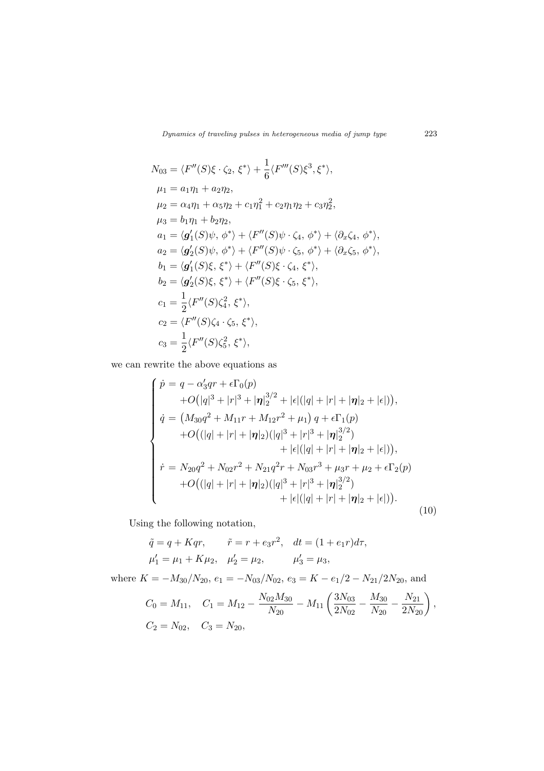$$
\begin{aligned}
N_{03} &= \langle F''(S)\xi \cdot \zeta_2,\, \xi^* \rangle + \frac{1}{6}\langle F'''(S)\xi^3, \xi^* \rangle,\\
\mu_1 &= a_1\eta_1 + a_2\eta_2,\\
\mu_2 &= \alpha_4\eta_1 + \alpha_5\eta_2 + c_1\eta_1^2 + c_2\eta_1\eta_2 + c_3\eta_2^2,\\
\mu_3 &= b_1\eta_1 + b_2\eta_2,\\
a_1 &= \langle \boldsymbol{g}_1'(S)\psi,\, \phi^* \rangle + \langle F''(S)\psi \cdot \zeta_4,\, \phi^* \rangle + \langle \partial_x \zeta_4,\, \phi^* \rangle,\\
a_2 &= \langle \boldsymbol{g}_2'(S)\psi,\, \phi^* \rangle + \langle F''(S)\psi \cdot \zeta_5,\, \phi^* \rangle + \langle \partial_x \zeta_5,\, \phi^* \rangle,\\
b_1 &= \langle \boldsymbol{g}_1'(S)\xi,\, \xi^* \rangle + \langle F''(S)\xi \cdot \zeta_4,\, \xi^* \rangle,\\
b_2 &= \langle \boldsymbol{g}_2'(S)\xi,\, \xi^* \rangle + \langle F''(S)\xi \cdot \zeta_5,\, \xi^* \rangle,\\
c_1 &= \frac{1}{2}\langle F''(S)\zeta_4^2,\, \xi^* \rangle,\\
c_2 &= \langle F''(S)\zeta_4 \cdot \zeta_5,\, \xi^* \rangle,\\
c_3 &= \frac{1}{2}\langle F''(S)\zeta_5^2,\, \xi^* \rangle,
\end{aligned}
$$

we can rewrite the above equations as

$$
\begin{cases}
\dot{p} = q - \alpha_3' q r + \epsilon \Gamma_0(p) \\
\qquad + O\big(|q|^3 + |r|^3 + |\boldsymbol{\eta}|_2^{3/2} + |\epsilon|(|q| + |r| + |\boldsymbol{\eta}|_2 + |\epsilon|)\big),\\
\dot{q} = \left(M_{30}q^2 + M_{11}r + M_{12}r^2 + \mu_1\right) q + \epsilon \Gamma_1(p) \\
\qquad + O\big((|q| + |r| + |\boldsymbol{\eta}|_2)(|q|^3 + |r|^3 + |\boldsymbol{\eta}|_2^{3/2}) \\
\qquad\qquad + |\epsilon|(|q| + |r| + |\boldsymbol{\eta}|_2 + |\epsilon|)\big),\\
\dot{r} = N_{20}q^2 + N_{02}r^2 + N_{21}q^2 r + N_{03}r^3 + \mu_3 r + \mu_2 + \epsilon \Gamma_2(p) \\
\qquad + O\big((|q| + |r| + |\boldsymbol{\eta}|_2)(|q|^3 + |r|^3 + |\boldsymbol{\eta}|_2^{3/2}) \\
\qquad\qquad + |\epsilon|(|q| + |r| + |\boldsymbol{\eta}|_2 + |\epsilon|)\big).
\end{cases}
\tag{10}
$$

Using the following notation,

$$
\begin{aligned}
&\tilde{q} = q + Kqr, \qquad \tilde{r} = r + e_3 r^2, \quad dt = (1 + e_1 r)d\tau,\\
&\mu_1' = \mu_1 + K\mu_2, \quad \mu_2' = \mu_2, \qquad \mu_3' = \mu_3,
\end{aligned}
$$

where $K = -M_{30}/N_{20}$, $e_1 = -N_{03}/N_{02}$, $e_3 = K - e_1/2 - N_{21}/2N_{20}$, and

$$
\begin{aligned}
&C_0 = M_{11}, \quad C_1 = M_{12} - \frac{N_{02}M_{30}}{N_{20}} - M_{11}\left(\frac{3N_{03}}{2N_{02}} - \frac{M_{30}}{N_{20}} - \frac{N_{21}}{2N_{20}}\right),\\
&C_2 = N_{02}, \quad C_3 = N_{20},
\end{aligned}
$$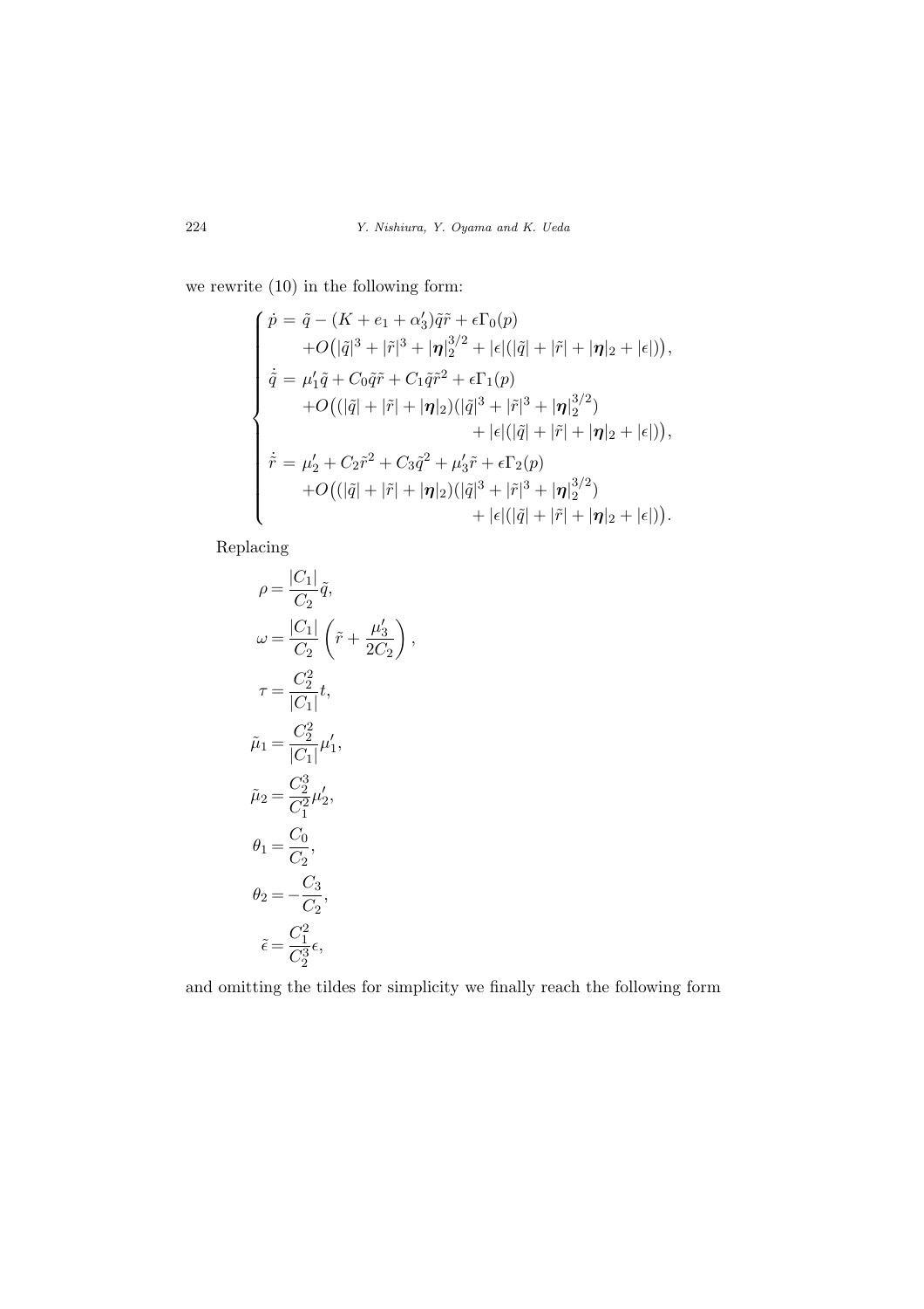we rewrite (10) in the following form:

$$
\begin{cases}
\dot{p} = \tilde{q} - (K + e_1 + \alpha_3')\tilde{q}\tilde{r} + \epsilon\Gamma_0(p) \\
\qquad + O\big(|\tilde{q}|^3 + |\tilde{r}|^3 + |\boldsymbol{\eta}|_2^{3/2} + |\epsilon|(|\tilde{q}| + |\tilde{r}| + |\boldsymbol{\eta}|_2 + |\epsilon|)\big), \\
\dot{\tilde{q}} = \mu_1'\tilde{q} + C_0\tilde{q}\tilde{r} + C_1\tilde{q}\tilde{r}^2 + \epsilon\Gamma_1(p) \\
\qquad + O\big((|\tilde{q}| + |\tilde{r}| + |\boldsymbol{\eta}|_2)(|\tilde{q}|^3 + |\tilde{r}|^3 + |\boldsymbol{\eta}|_2^{3/2}) \\
\qquad\qquad + |\epsilon|(|\tilde{q}| + |\tilde{r}| + |\boldsymbol{\eta}|_2 + |\epsilon|)\big), \\
\dot{\tilde{r}} = \mu_2' + C_2\tilde{r}^2 + C_3\tilde{q}^2 + \mu_3'\tilde{r} + \epsilon\Gamma_2(p) \\
\qquad + O\big((|\tilde{q}| + |\tilde{r}| + |\boldsymbol{\eta}|_2)(|\tilde{q}|^3 + |\tilde{r}|^3 + |\boldsymbol{\eta}|_2^{3/2}) \\
\qquad\qquad + |\epsilon|(|\tilde{q}| + |\tilde{r}| + |\boldsymbol{\eta}|_2 + |\epsilon|)\big).
\end{cases}
$$

Replacing

$$
\begin{aligned}
\rho &= \frac{|C_1|}{C_2}\tilde{q}, \\
\omega &= \frac{|C_1|}{C_2}\left(\tilde{r} + \frac{\mu_3'}{2C_2}\right), \\
\tau &= \frac{C_2^2}{|C_1|}t, \\
\tilde{\mu}_1 &= \frac{C_2^2}{|C_1|}\mu_1', \\
\tilde{\mu}_2 &= \frac{C_2^3}{C_1^2}\mu_2', \\
\theta_1 &= \frac{C_0}{C_2}, \\
\theta_2 &= -\frac{C_3}{C_2}, \\
\tilde{\epsilon} &= \frac{C_1^2}{C_2^3}\epsilon,
\end{aligned}
$$

and omitting the tildes for simplicity we finally reach the following form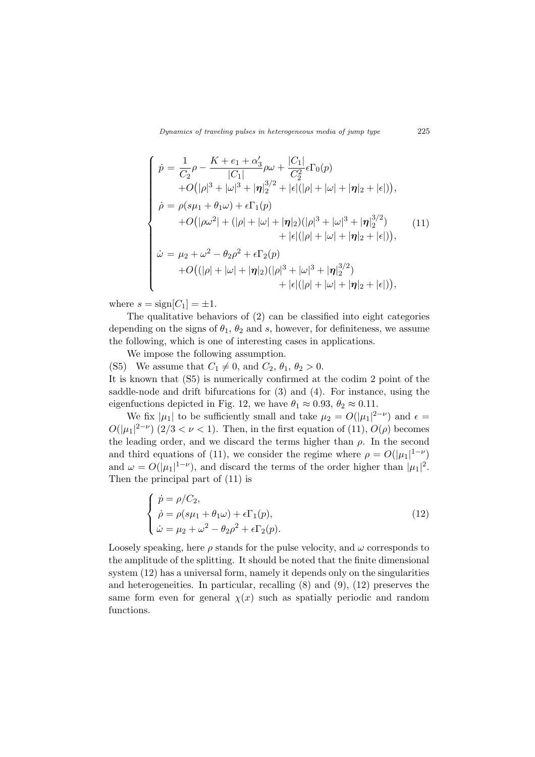$$
\left\{
\begin{aligned}
\dot{p} &= \frac{1}{C_2}\rho - \frac{K + e_1 + \alpha_3'}{|C_1|}\rho\omega + \frac{|C_1|}{C_2^2}\epsilon\Gamma_0(p) \\
&\quad + O\big(|\rho|^3 + |\omega|^3 + |\boldsymbol{\eta}|_2^{3/2} + |\epsilon|(|\rho| + |\omega| + |\boldsymbol{\eta}|_2 + |\epsilon|)\big), \\
\dot{\rho} &= \rho(s\mu_1 + \theta_1\omega) + \epsilon\Gamma_1(p) \\
&\quad + O\big(|\rho\omega^2| + (|\rho| + |\omega| + |\boldsymbol{\eta}|_2)(|\rho|^3 + |\omega|^3 + |\boldsymbol{\eta}|_2^{3/2}) \\
&\qquad\qquad + |\epsilon|(|\rho| + |\omega| + |\boldsymbol{\eta}|_2 + |\epsilon|)\big), \\
\dot{\omega} &= \mu_2 + \omega^2 - \theta_2\rho^2 + \epsilon\Gamma_2(p) \\
&\quad + O\big((|\rho| + |\omega| + |\boldsymbol{\eta}|_2)(|\rho|^3 + |\omega|^3 + |\boldsymbol{\eta}|_2^{3/2}) \\
&\qquad\qquad + |\epsilon|(|\rho| + |\omega| + |\boldsymbol{\eta}|_2 + |\epsilon|)\big),
\end{aligned}
\right.
\tag{11}
$$

where $s = \mathrm{sign}[C_1] = \pm 1$.

The qualitative behaviors of (2) can be classified into eight categories depending on the signs of $\theta_1$, $\theta_2$ and $s$, however, for definiteness, we assume the following, which is one of interesting cases in applications.

We impose the following assumption.

(S5) We assume that $C_1 \neq 0$, and $C_2$, $\theta_1$, $\theta_2 > 0$.

It is known that (S5) is numerically confirmed at the codim 2 point of the saddle-node and drift bifurcations for (3) and (4). For instance, using the eigenfuctions depicted in Fig. 12, we have $\theta_1 \approx 0.93$, $\theta_2 \approx 0.11$.

We fix $|\mu_1|$ to be sufficiently small and take $\mu_2 = O(|\mu_1|^{2-\nu})$ and $\epsilon = O(|\mu_1|^{2-\nu})$ $(2/3 < \nu < 1)$. Then, in the first equation of (11), $O(\rho)$ becomes the leading order, and we discard the terms higher than $\rho$. In the second and third equations of (11), we consider the regime where $\rho = O(|\mu_1|^{1-\nu})$ and $\omega = O(|\mu_1|^{1-\nu})$, and discard the terms of the order higher than $|\mu_1|^2$. Then the principal part of (11) is

$$
\left\{
\begin{aligned}
\dot{p} &= \rho/C_2, \\
\dot{\rho} &= \rho(s\mu_1 + \theta_1\omega) + \epsilon\Gamma_1(p), \\
\dot{\omega} &= \mu_2 + \omega^2 - \theta_2\rho^2 + \epsilon\Gamma_2(p).
\end{aligned}
\right.
\tag{12}
$$

Loosely speaking, here $\rho$ stands for the pulse velocity, and $\omega$ corresponds to the amplitude of the splitting. It should be noted that the finite dimensional system (12) has a universal form, namely it depends only on the singularities and heterogeneities. In particular, recalling (8) and (9), (12) preserves the same form even for general $\chi(x)$ such as spatially periodic and random functions.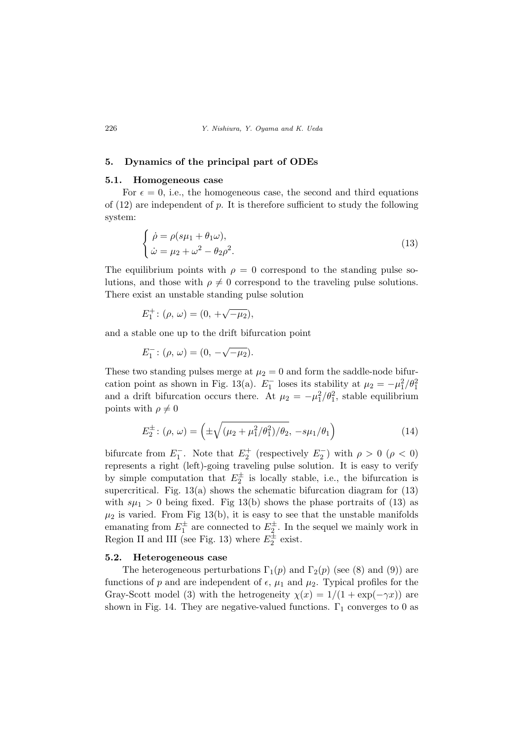## 5. Dynamics of the principal part of ODEs

### 5.1. Homogeneous case

For $\epsilon = 0$, i.e., the homogeneous case, the second and third equations of (12) are independent of $p$. It is therefore sufficient to study the following system:

$$
\begin{cases} \dot{\rho} = \rho(s\mu_1 + \theta_1 \omega), \\ \dot{\omega} = \mu_2 + \omega^2 - \theta_2 \rho^2. \end{cases} \tag{13}
$$

The equilibrium points with $\rho = 0$ correspond to the standing pulse solutions, and those with $\rho \neq 0$ correspond to the traveling pulse solutions. There exist an unstable standing pulse solution

$$E_1^+ : (\rho, \omega) = (0, +\sqrt{-\mu_2}),$$

and a stable one up to the drift bifurcation point

$$E_1^- : (\rho, \omega) = (0, -\sqrt{-\mu_2}).$$

These two standing pulses merge at $\mu_2 = 0$ and form the saddle-node bifurcation point as shown in Fig. 13(a). $E_1^-$ loses its stability at $\mu_2 = -\mu_1^2/\theta_1^2$ and a drift bifurcation occurs there. At $\mu_2 = -\mu_1^2/\theta_1^2$, stable equilibrium points with $\rho \neq 0$

$$
E_2^{\pm} : (\rho, \omega) = \left( \pm\sqrt{(\mu_2 + \mu_1^2/\theta_1^2)/\theta_2},\ -s\mu_1/\theta_1 \right) \tag{14}
$$

bifurcate from $E_1^-$. Note that $E_2^+$ (respectively $E_2^-$) with $\rho > 0$ ($\rho < 0$) represents a right (left)-going traveling pulse solution. It is easy to verify by simple computation that $E_2^{\pm}$ is locally stable, i.e., the bifurcation is supercritical. Fig. 13(a) shows the schematic bifurcation diagram for (13) with $s\mu_1 > 0$ being fixed. Fig 13(b) shows the phase portraits of (13) as $\mu_2$ is varied. From Fig 13(b), it is easy to see that the unstable manifolds emanating from $E_1^{\pm}$ are connected to $E_2^{\pm}$. In the sequel we mainly work in Region II and III (see Fig. 13) where $E_2^{\pm}$ exist.

### 5.2. Heterogeneous case

The heterogeneous perturbations $\Gamma_1(p)$ and $\Gamma_2(p)$ (see (8) and (9)) are functions of $p$ and are independent of $\epsilon$, $\mu_1$ and $\mu_2$. Typical profiles for the Gray-Scott model (3) with the hetrogeneity $\chi(x) = 1/(1 + \exp(-\gamma x))$ are shown in Fig. 14. They are negative-valued functions. $\Gamma_1$ converges to 0 as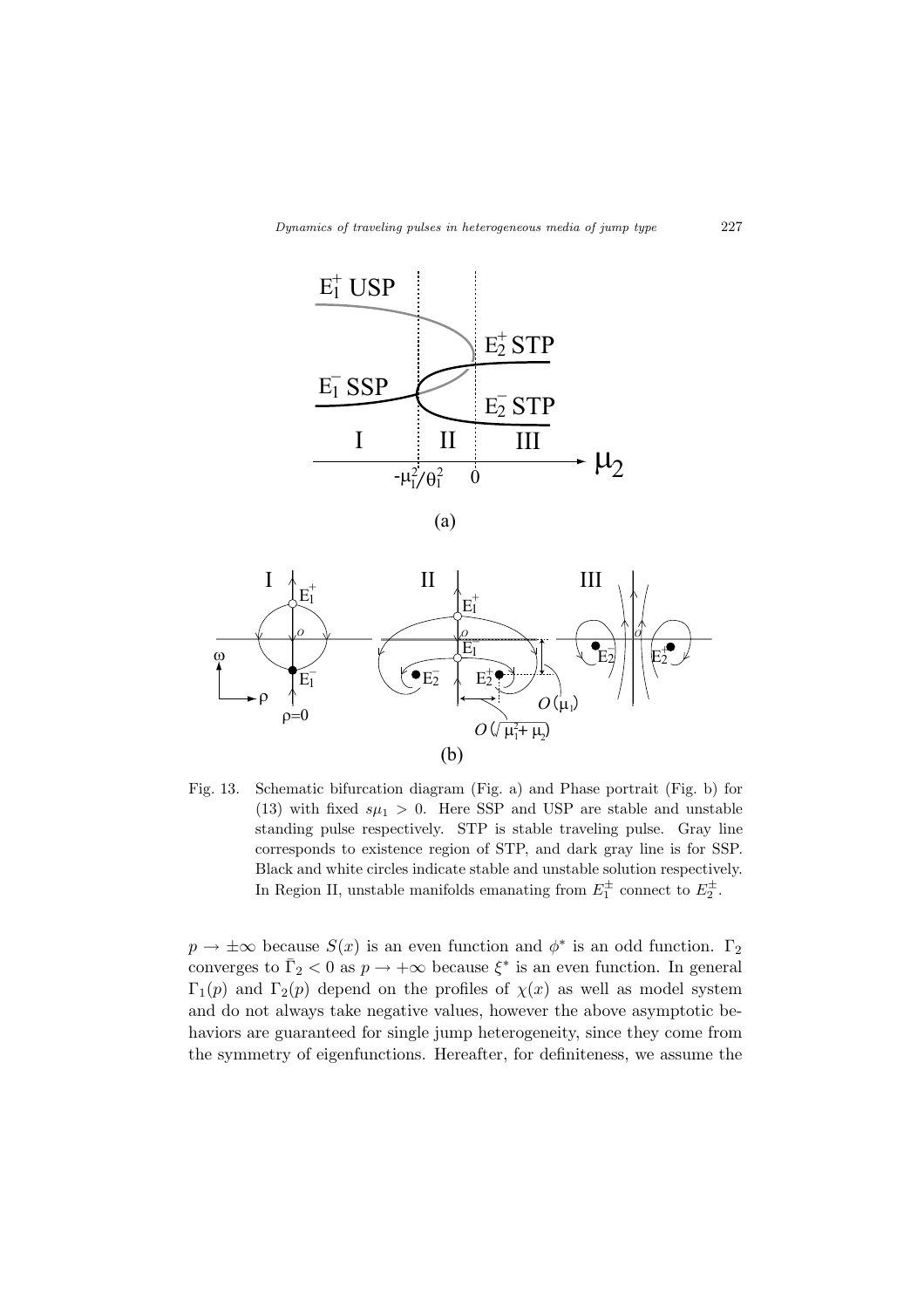Fig. 13. Schematic bifurcation diagram (Fig. a) and Phase portrait (Fig. b) for (13) with fixed $s\mu_1 > 0$. Here SSP and USP are stable and unstable standing pulse respectively. STP is stable traveling pulse. Gray line corresponds to existence region of STP, and dark gray line is for SSP. Black and white circles indicate stable and unstable solution respectively. In Region II, unstable manifolds emanating from $E_1^{\pm}$ connect to $E_2^{\pm}$.

$p \to \pm\infty$ because $S(x)$ is an even function and $\phi^*$ is an odd function. $\Gamma_2$ converges to $\bar{\Gamma}_2 < 0$ as $p \to +\infty$ because $\xi^*$ is an even function. In general $\Gamma_1(p)$ and $\Gamma_2(p)$ depend on the profiles of $\chi(x)$ as well as model system and do not always take negative values, however the above asymptotic behaviors are guaranteed for single jump heterogeneity, since they come from the symmetry of eigenfunctions. Hereafter, for definiteness, we assume the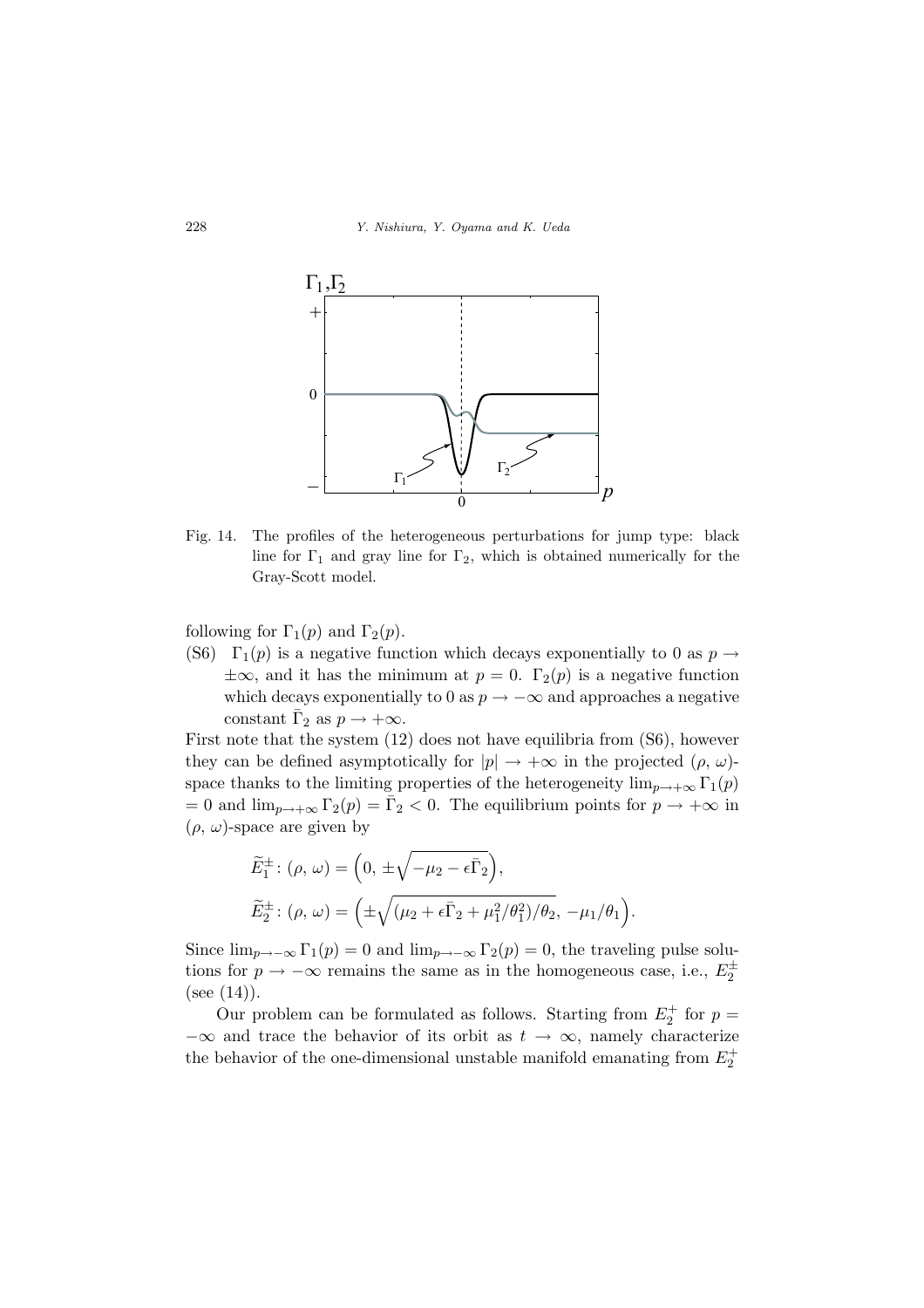Fig. 14. The profiles of the heterogeneous perturbations for jump type: black line for $\Gamma_1$ and gray line for $\Gamma_2$, which is obtained numerically for the Gray-Scott model.

following for $\Gamma_1(p)$ and $\Gamma_2(p)$.

(S6) $\Gamma_1(p)$ is a negative function which decays exponentially to 0 as $p \to \pm\infty$, and it has the minimum at $p = 0$. $\Gamma_2(p)$ is a negative function which decays exponentially to 0 as $p \to -\infty$ and approaches a negative constant $\bar{\Gamma}_2$ as $p \to +\infty$.

First note that the system (12) does not have equilibria from (S6), however they can be defined asymptotically for $|p| \to +\infty$ in the projected $(\rho, \omega)$-space thanks to the limiting properties of the heterogeneity $\lim_{p\to+\infty} \Gamma_1(p) = 0$ and $\lim_{p\to+\infty} \Gamma_2(p) = \bar{\Gamma}_2 < 0$. The equilibrium points for $p \to +\infty$ in $(\rho, \omega)$-space are given by

$$\widetilde{E}_1^{\pm} \colon (\rho, \omega) = \Big(0, \pm\sqrt{-\mu_2 - \epsilon\bar{\Gamma}_2}\Big),$$

$$\widetilde{E}_2^{\pm} \colon (\rho, \omega) = \Big(\pm\sqrt{(\mu_2 + \epsilon\bar{\Gamma}_2 + \mu_1^2/\theta_1^2)/\theta_2}, -\mu_1/\theta_1\Big).$$

Since $\lim_{p\to-\infty} \Gamma_1(p) = 0$ and $\lim_{p\to-\infty} \Gamma_2(p) = 0$, the traveling pulse solutions for $p \to -\infty$ remains the same as in the homogeneous case, i.e., $E_2^{\pm}$ (see (14)).

Our problem can be formulated as follows. Starting from $E_2^+$ for $p = -\infty$ and trace the behavior of its orbit as $t \to \infty$, namely characterize the behavior of the one-dimensional unstable manifold emanating from $E_2^+$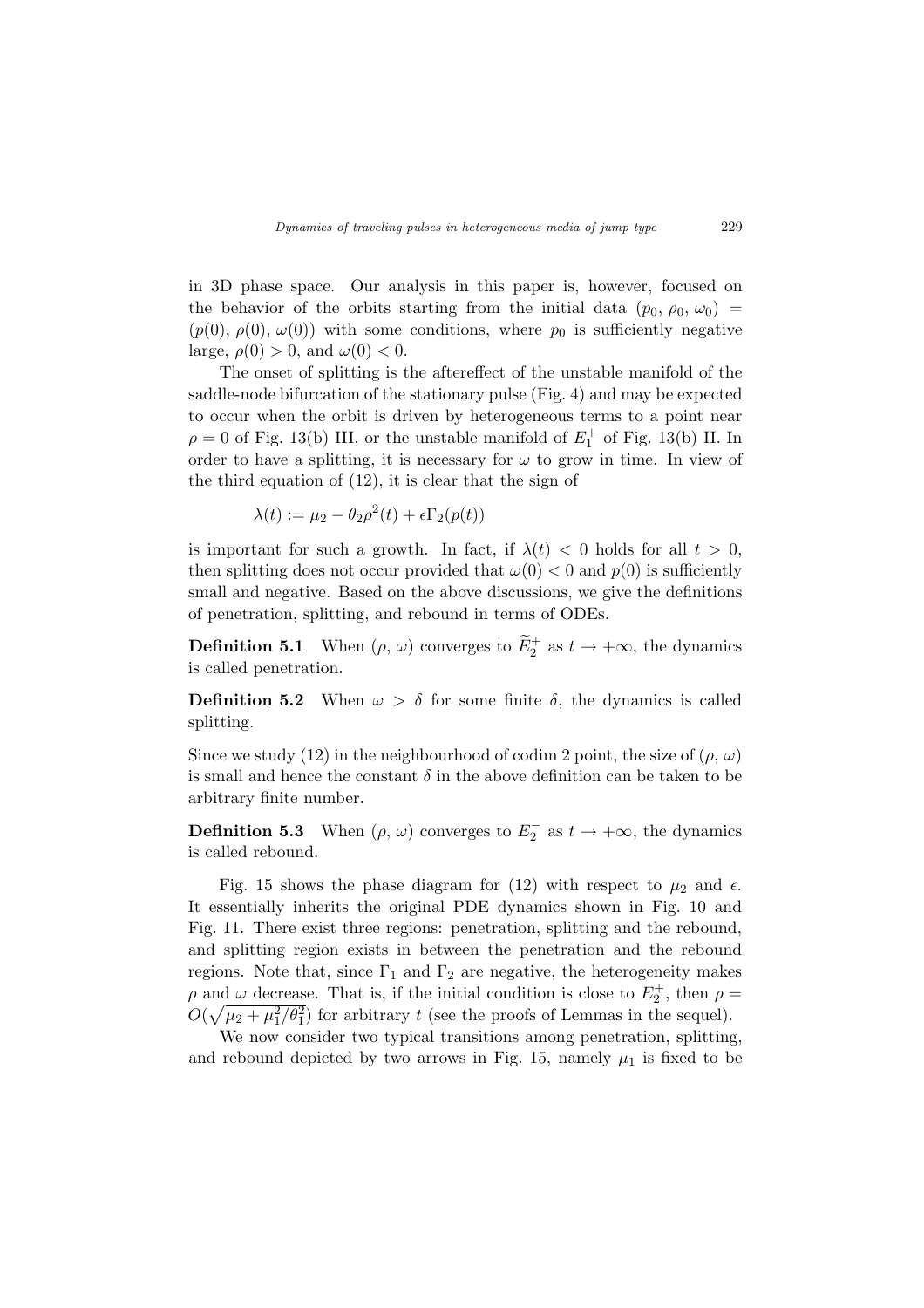in 3D phase space. Our analysis in this paper is, however, focused on the behavior of the orbits starting from the initial data $(p_0, \rho_0, \omega_0) = (p(0), \rho(0), \omega(0))$ with some conditions, where $p_0$ is sufficiently negative large, $\rho(0) > 0$, and $\omega(0) < 0$.

The onset of splitting is the aftereffect of the unstable manifold of the saddle-node bifurcation of the stationary pulse (Fig. 4) and may be expected to occur when the orbit is driven by heterogeneous terms to a point near $\rho = 0$ of Fig. 13(b) III, or the unstable manifold of $E_1^+$ of Fig. 13(b) II. In order to have a splitting, it is necessary for $\omega$ to grow in time. In view of the third equation of (12), it is clear that the sign of

$$\lambda(t) := \mu_2 - \theta_2 \rho^2(t) + \epsilon \Gamma_2(p(t))$$

is important for such a growth. In fact, if $\lambda(t) < 0$ holds for all $t > 0$, then splitting does not occur provided that $\omega(0) < 0$ and $p(0)$ is sufficiently small and negative. Based on the above discussions, we give the definitions of penetration, splitting, and rebound in terms of ODEs.

**Definition 5.1** When $(\rho, \omega)$ converges to $\widetilde{E}_2^+$ as $t \to +\infty$, the dynamics is called penetration.

**Definition 5.2** When $\omega > \delta$ for some finite $\delta$, the dynamics is called splitting.

Since we study (12) in the neighbourhood of codim 2 point, the size of $(\rho, \omega)$ is small and hence the constant $\delta$ in the above definition can be taken to be arbitrary finite number.

**Definition 5.3** When $(\rho, \omega)$ converges to $E_2^-$ as $t \to +\infty$, the dynamics is called rebound.

Fig. 15 shows the phase diagram for (12) with respect to $\mu_2$ and $\epsilon$. It essentially inherits the original PDE dynamics shown in Fig. 10 and Fig. 11. There exist three regions: penetration, splitting and the rebound, and splitting region exists in between the penetration and the rebound regions. Note that, since $\Gamma_1$ and $\Gamma_2$ are negative, the heterogeneity makes $\rho$ and $\omega$ decrease. That is, if the initial condition is close to $E_2^+$, then $\rho = O(\sqrt{\mu_2 + \mu_1^2/\theta_1^2})$ for arbitrary $t$ (see the proofs of Lemmas in the sequel).

We now consider two typical transitions among penetration, splitting, and rebound depicted by two arrows in Fig. 15, namely $\mu_1$ is fixed to be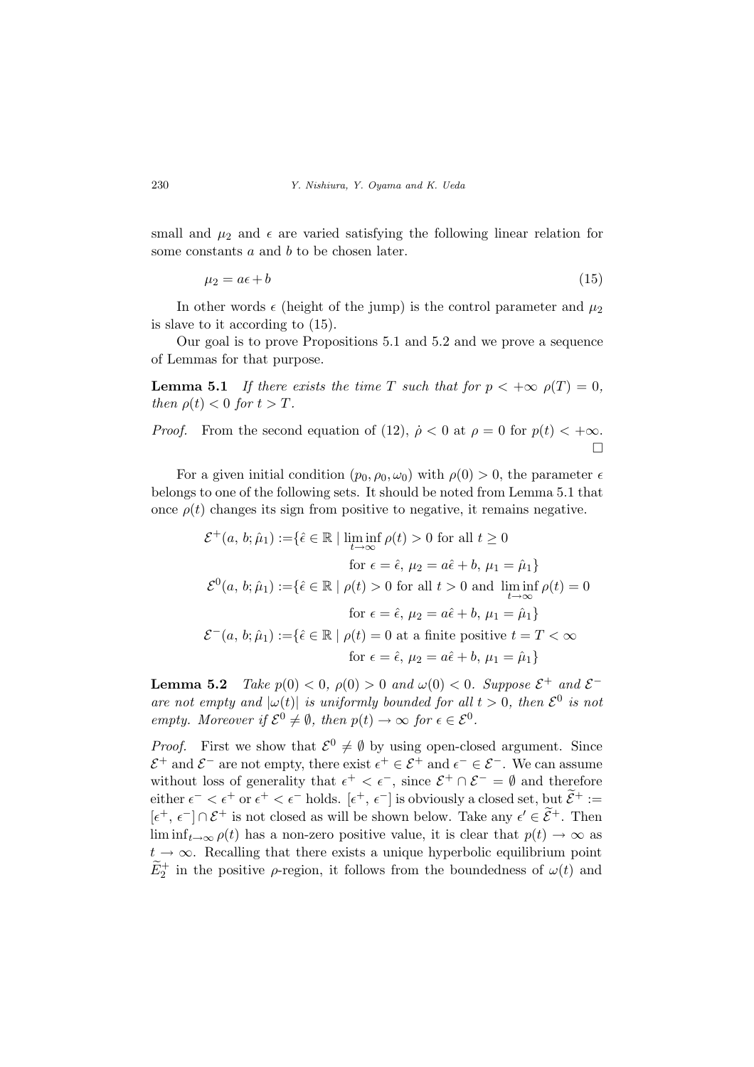small and $\mu_2$ and $\epsilon$ are varied satisfying the following linear relation for some constants $a$ and $b$ to be chosen later.

$$\mu_2 = a\epsilon + b \tag{15}$$

In other words $\epsilon$ (height of the jump) is the control parameter and $\mu_2$ is slave to it according to (15).

Our goal is to prove Propositions 5.1 and 5.2 and we prove a sequence of Lemmas for that purpose.

**Lemma 5.1** *If there exists the time $T$ such that for $p < +\infty$ $\rho(T) = 0$, then $\rho(t) < 0$ for $t > T$.*

*Proof.* From the second equation of (12), $\dot{\rho} < 0$ at $\rho = 0$ for $p(t) < +\infty$. □

For a given initial condition $(p_0, \rho_0, \omega_0)$ with $\rho(0) > 0$, the parameter $\epsilon$ belongs to one of the following sets. It should be noted from Lemma 5.1 that once $\rho(t)$ changes its sign from positive to negative, it remains negative.

$$\begin{aligned}
\mathcal{E}^+(a,\, b; \hat{\mu}_1) :=& \{\hat{\epsilon} \in \mathbb{R} \mid \liminf_{t\to\infty} \rho(t) > 0 \text{ for all } t \geq 0 \\
& \quad \text{for } \epsilon = \hat{\epsilon},\, \mu_2 = a\hat{\epsilon} + b,\, \mu_1 = \hat{\mu}_1\} \\
\mathcal{E}^0(a,\, b; \hat{\mu}_1) :=& \{\hat{\epsilon} \in \mathbb{R} \mid \rho(t) > 0 \text{ for all } t > 0 \text{ and } \liminf_{t\to\infty} \rho(t) = 0 \\
& \quad \text{for } \epsilon = \hat{\epsilon},\, \mu_2 = a\hat{\epsilon} + b,\, \mu_1 = \hat{\mu}_1\} \\
\mathcal{E}^-(a,\, b; \hat{\mu}_1) :=& \{\hat{\epsilon} \in \mathbb{R} \mid \rho(t) = 0 \text{ at a finite positive } t = T < \infty \\
& \quad \text{for } \epsilon = \hat{\epsilon},\, \mu_2 = a\hat{\epsilon} + b,\, \mu_1 = \hat{\mu}_1\}
\end{aligned}$$

**Lemma 5.2** *Take $p(0) < 0$, $\rho(0) > 0$ and $\omega(0) < 0$. Suppose $\mathcal{E}^+$ and $\mathcal{E}^-$ are not empty and $|\omega(t)|$ is uniformly bounded for all $t > 0$, then $\mathcal{E}^0$ is not empty. Moreover if $\mathcal{E}^0 \neq \emptyset$, then $p(t) \to \infty$ for $\epsilon \in \mathcal{E}^0$.*

*Proof.* First we show that $\mathcal{E}^0 \neq \emptyset$ by using open-closed argument. Since $\mathcal{E}^+$ and $\mathcal{E}^-$ are not empty, there exist $\epsilon^+ \in \mathcal{E}^+$ and $\epsilon^- \in \mathcal{E}^-$. We can assume without loss of generality that $\epsilon^+ < \epsilon^-$, since $\mathcal{E}^+ \cap \mathcal{E}^- = \emptyset$ and therefore either $\epsilon^- < \epsilon^+$ or $\epsilon^+ < \epsilon^-$ holds. $[\epsilon^+, \epsilon^-]$ is obviously a closed set, but $\widetilde{\mathcal{E}}^+ := [\epsilon^+, \epsilon^-] \cap \mathcal{E}^+$ is not closed as will be shown below. Take any $\epsilon' \in \widetilde{\mathcal{E}}^+$. Then $\liminf_{t\to\infty} \rho(t)$ has a non-zero positive value, it is clear that $p(t) \to \infty$ as $t \to \infty$. Recalling that there exists a unique hyperbolic equilibrium point $\widetilde{E}_2^+$ in the positive $\rho$-region, it follows from the boundedness of $\omega(t)$ and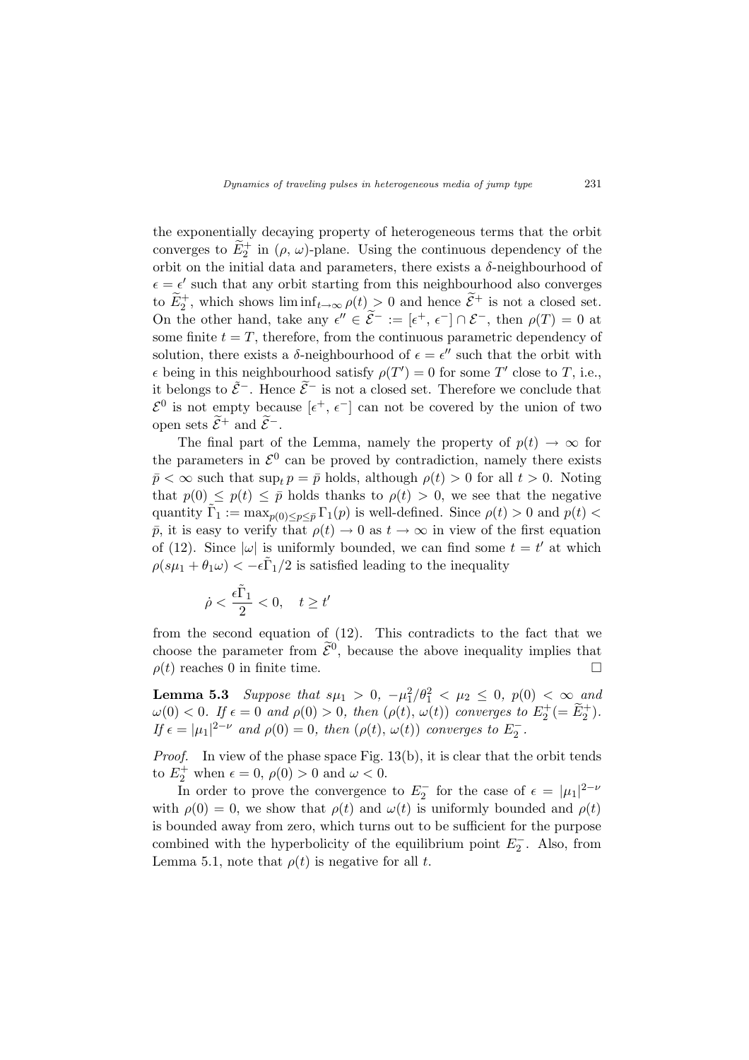the exponentially decaying property of heterogeneous terms that the orbit converges to $\widetilde{E}_2^+$ in $(\rho,\, \omega)$-plane. Using the continuous dependency of the orbit on the initial data and parameters, there exists a $\delta$-neighbourhood of $\epsilon = \epsilon'$ such that any orbit starting from this neighbourhood also converges to $\widetilde{E}_2^+$, which shows $\liminf_{t\to\infty} \rho(t) > 0$ and hence $\widetilde{\mathcal{E}}^+$ is not a closed set. On the other hand, take any $\epsilon'' \in \widetilde{\mathcal{E}}^- := [\epsilon^+,\, \epsilon^-] \cap \mathcal{E}^-$, then $\rho(T) = 0$ at some finite $t = T$, therefore, from the continuous parametric dependency of solution, there exists a $\delta$-neighbourhood of $\epsilon = \epsilon''$ such that the orbit with $\epsilon$ being in this neighbourhood satisfy $\rho(T') = 0$ for some $T'$ close to $T$, i.e., it belongs to $\tilde{\mathcal{E}}^-$. Hence $\widetilde{\mathcal{E}}^-$ is not a closed set. Therefore we conclude that $\mathcal{E}^0$ is not empty because $[\epsilon^+,\, \epsilon^-]$ can not be covered by the union of two open sets $\widetilde{\mathcal{E}}^+$ and $\widetilde{\mathcal{E}}^-$.

The final part of the Lemma, namely the property of $p(t) \to \infty$ for the parameters in $\mathcal{E}^0$ can be proved by contradiction, namely there exists $\bar{p} < \infty$ such that $\sup_t p = \bar{p}$ holds, although $\rho(t) > 0$ for all $t > 0$. Noting that $p(0) \le p(t) \le \bar{p}$ holds thanks to $\rho(t) > 0$, we see that the negative quantity $\tilde{\Gamma}_1 := \max_{p(0)\le p\le \bar{p}} \Gamma_1(p)$ is well-defined. Since $\rho(t) > 0$ and $p(t) < \bar{p}$, it is easy to verify that $\rho(t) \to 0$ as $t \to \infty$ in view of the first equation of (12). Since $|\omega|$ is uniformly bounded, we can find some $t = t'$ at which $\rho(s\mu_1 + \theta_1\omega) < -\epsilon\tilde{\Gamma}_1/2$ is satisfied leading to the inequality

$$\dot{\rho} < \frac{\epsilon\tilde{\Gamma}_1}{2} < 0, \quad t \ge t'$$

from the second equation of (12). This contradicts to the fact that we choose the parameter from $\widetilde{\mathcal{E}}^0$, because the above inequality implies that $\rho(t)$ reaches 0 in finite time. $\square$

**Lemma 5.3** *Suppose that $s\mu_1 > 0$, $-\mu_1^2/\theta_1^2 < \mu_2 \le 0$, $p(0) < \infty$ and $\omega(0) < 0$. If $\epsilon = 0$ and $\rho(0) > 0$, then $(\rho(t),\, \omega(t))$ converges to $E_2^+ (= \widetilde{E}_2^+)$. If $\epsilon = |\mu_1|^{2-\nu}$ and $\rho(0) = 0$, then $(\rho(t),\, \omega(t))$ converges to $E_2^-$.*

*Proof.* In view of the phase space Fig. 13(b), it is clear that the orbit tends to $E_2^+$ when $\epsilon = 0$, $\rho(0) > 0$ and $\omega < 0$.

In order to prove the convergence to $E_2^-$ for the case of $\epsilon = |\mu_1|^{2-\nu}$ with $\rho(0) = 0$, we show that $\rho(t)$ and $\omega(t)$ is uniformly bounded and $\rho(t)$ is bounded away from zero, which turns out to be sufficient for the purpose combined with the hyperbolicity of the equilibrium point $E_2^-$. Also, from Lemma 5.1, note that $\rho(t)$ is negative for all $t$.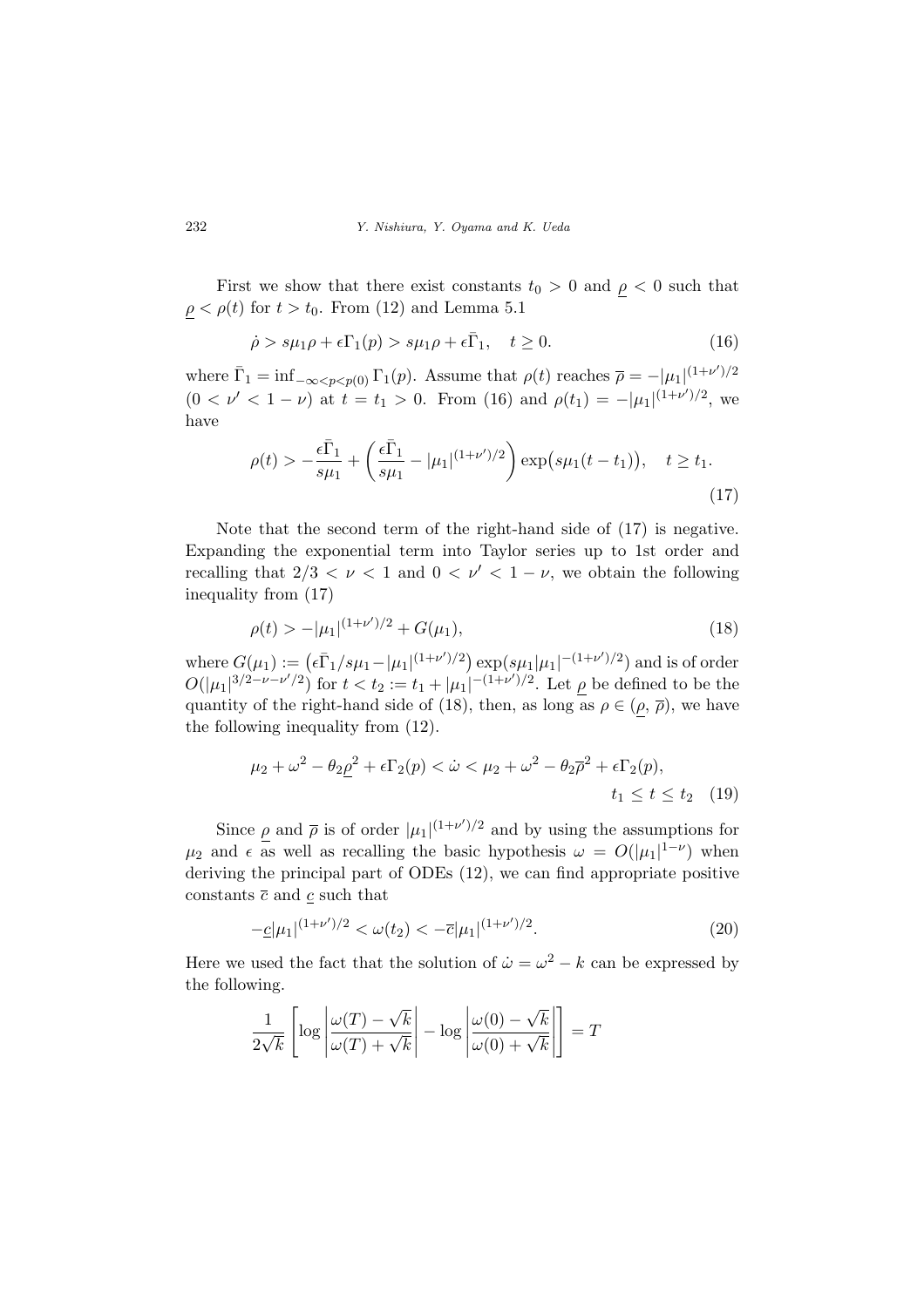First we show that there exist constants $t_0 > 0$ and $\underline{\rho} < 0$ such that $\underline{\rho} < \rho(t)$ for $t > t_0$. From (12) and Lemma 5.1

$$\dot{\rho} > s\mu_1\rho + \epsilon\Gamma_1(p) > s\mu_1\rho + \epsilon\bar{\Gamma}_1, \quad t \geq 0. \tag{16}$$

where $\bar{\Gamma}_1 = \inf_{-\infty<p<p(0)} \Gamma_1(p)$. Assume that $\rho(t)$ reaches $\overline{\rho} = -|\mu_1|^{(1+\nu')/2}$ $(0 < \nu' < 1 - \nu)$ at $t = t_1 > 0$. From (16) and $\rho(t_1) = -|\mu_1|^{(1+\nu')/2}$, we have

$$\rho(t) > -\frac{\epsilon\bar{\Gamma}_1}{s\mu_1} + \left(\frac{\epsilon\bar{\Gamma}_1}{s\mu_1} - |\mu_1|^{(1+\nu')/2}\right)\exp\big(s\mu_1(t-t_1)\big), \quad t \geq t_1. \tag{17}$$

Note that the second term of the right-hand side of (17) is negative. Expanding the exponential term into Taylor series up to 1st order and recalling that $2/3 < \nu < 1$ and $0 < \nu' < 1 - \nu$, we obtain the following inequality from (17)

$$\rho(t) > -|\mu_1|^{(1+\nu')/2} + G(\mu_1), \tag{18}$$

where $G(\mu_1) := \big(\epsilon\bar{\Gamma}_1/s\mu_1 - |\mu_1|^{(1+\nu')/2}\big)\exp(s\mu_1|\mu_1|^{-(1+\nu')/2})$ and is of order $O(|\mu_1|^{3/2-\nu-\nu'/2})$ for $t < t_2 := t_1 + |\mu_1|^{-(1+\nu')/2}$. Let $\underline{\rho}$ be defined to be the quantity of the right-hand side of (18), then, as long as $\rho \in (\underline{\rho}, \overline{\rho})$, we have the following inequality from (12).

$$\mu_2 + \omega^2 - \theta_2\underline{\rho}^2 + \epsilon\Gamma_2(p) < \dot{\omega} < \mu_2 + \omega^2 - \theta_2\overline{\rho}^2 + \epsilon\Gamma_2(p), \qquad t_1 \leq t \leq t_2 \tag{19}$$

Since $\underline{\rho}$ and $\overline{\rho}$ is of order $|\mu_1|^{(1+\nu')/2}$ and by using the assumptions for $\mu_2$ and $\epsilon$ as well as recalling the basic hypothesis $\omega = O(|\mu_1|^{1-\nu})$ when deriving the principal part of ODEs (12), we can find appropriate positive constants $\overline{c}$ and $\underline{c}$ such that

$$-\underline{c}|\mu_1|^{(1+\nu')/2} < \omega(t_2) < -\overline{c}|\mu_1|^{(1+\nu')/2}. \tag{20}$$

Here we used the fact that the solution of $\dot{\omega} = \omega^2 - k$ can be expressed by the following.

$$\frac{1}{2\sqrt{k}}\left[\log\left|\frac{\omega(T)-\sqrt{k}}{\omega(T)+\sqrt{k}}\right| - \log\left|\frac{\omega(0)-\sqrt{k}}{\omega(0)+\sqrt{k}}\right|\right] = T$$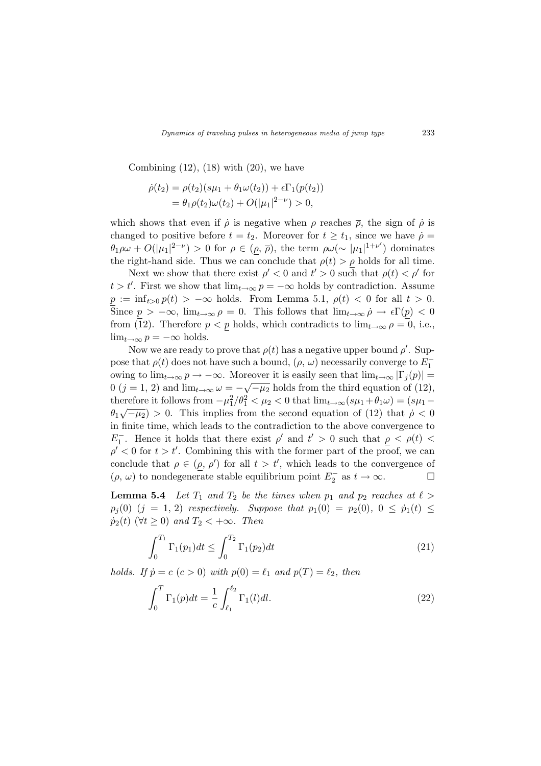Combining (12), (18) with (20), we have

$$
\begin{aligned}
\dot{\rho}(t_2) &= \rho(t_2)(s\mu_1 + \theta_1\omega(t_2)) + \epsilon\Gamma_1(p(t_2)) \\
&= \theta_1\rho(t_2)\omega(t_2) + O(|\mu_1|^{2-\nu}) > 0,
\end{aligned}
$$

which shows that even if $\dot{\rho}$ is negative when $\rho$ reaches $\overline{\rho}$, the sign of $\dot{\rho}$ is changed to positive before $t = t_2$. Moreover for $t \geq t_1$, since we have $\dot{\rho} = \theta_1\rho\omega + O(|\mu_1|^{2-\nu}) > 0$ for $\rho \in (\underline{\rho}, \overline{\rho})$, the term $\rho\omega (\sim |\mu_1|^{1+\nu'})$ dominates the right-hand side. Thus we can conclude that $\rho(t) > \underline{\rho}$ holds for all time.

Next we show that there exist $\rho' < 0$ and $t' > 0$ such that $\rho(t) < \rho'$ for $t > t'$. First we show that $\lim_{t\to\infty} p = -\infty$ holds by contradiction. Assume $\underline{p} := \inf_{t>0} p(t) > -\infty$ holds. From Lemma 5.1, $\rho(t) < 0$ for all $t > 0$. Since $\underline{p} > -\infty$, $\lim_{t\to\infty} \rho = 0$. This follows that $\lim_{t\to\infty} \dot{\rho} \to \epsilon\Gamma(\underline{p}) < 0$ from (12). Therefore $p < \underline{p}$ holds, which contradicts to $\lim_{t\to\infty} \rho = 0$, i.e., $\lim_{t\to\infty} p = -\infty$ holds.

Now we are ready to prove that $\rho(t)$ has a negative upper bound $\rho'$. Suppose that $\rho(t)$ does not have such a bound, $(\rho, \omega)$ necessarily converge to $E_1^-$ owing to $\lim_{t\to\infty} p \to -\infty$. Moreover it is easily seen that $\lim_{t\to\infty} |\Gamma_j(p)| = 0$ $(j = 1, 2)$ and $\lim_{t\to\infty} \omega = -\sqrt{-\mu_2}$ holds from the third equation of (12), therefore it follows from $-\mu_1^2/\theta_1^2 < \mu_2 < 0$ that $\lim_{t\to\infty}(s\mu_1 + \theta_1\omega) = (s\mu_1 - \theta_1\sqrt{-\mu_2}) > 0$. This implies from the second equation of (12) that $\dot{\rho} < 0$ in finite time, which leads to the contradiction to the above convergence to $E_1^-$. Hence it holds that there exist $\rho'$ and $t' > 0$ such that $\underline{\rho} < \rho(t) < \rho' < 0$ for $t > t'$. Combining this with the former part of the proof, we can conclude that $\rho \in (\underline{\rho}, \rho')$ for all $t > t'$, which leads to the convergence of $(\rho, \omega)$ to nondegenerate stable equilibrium point $E_2^-$ as $t \to \infty$. $\square$

**Lemma 5.4** *Let $T_1$ and $T_2$ be the times when $p_1$ and $p_2$ reaches at $\ell > p_j(0)$ $(j = 1, 2)$ respectively. Suppose that $p_1(0) = p_2(0)$, $0 \leq \dot{p}_1(t) \leq \dot{p}_2(t)$ $(\forall t \geq 0)$ and $T_2 < +\infty$. Then*

$$
\int_0^{T_1} \Gamma_1(p_1)dt \leq \int_0^{T_2} \Gamma_1(p_2)dt \tag{21}
$$

*holds. If $\dot{p} = c$ $(c > 0)$ with $p(0) = \ell_1$ and $p(T) = \ell_2$, then*

$$
\int_0^T \Gamma_1(p)dt = \frac{1}{c}\int_{\ell_1}^{\ell_2} \Gamma_1(l)dl. \tag{22}
$$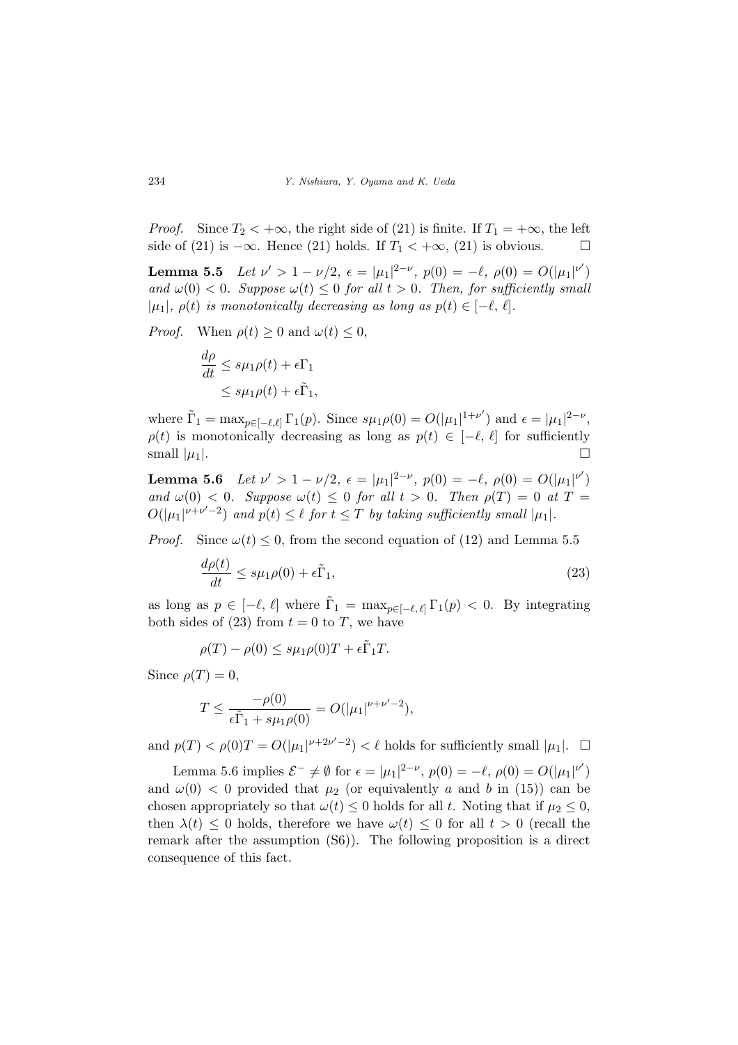*Proof.* Since $T_2 < +\infty$, the right side of (21) is finite. If $T_1 = +\infty$, the left side of (21) is $-\infty$. Hence (21) holds. If $T_1 < +\infty$, (21) is obvious. $\square$

**Lemma 5.5** *Let $\nu' > 1 - \nu/2$, $\epsilon = |\mu_1|^{2-\nu}$, $p(0) = -\ell$, $\rho(0) = O(|\mu_1|^{\nu'})$ and $\omega(0) < 0$. Suppose $\omega(t) \leq 0$ for all $t > 0$. Then, for sufficiently small $|\mu_1|$, $\rho(t)$ is monotonically decreasing as long as $p(t) \in [-\ell, \ell]$.*

*Proof.* When $\rho(t) \geq 0$ and $\omega(t) \leq 0$,

$$
\begin{aligned}
\frac{d\rho}{dt} &\leq s\mu_1\rho(t) + \epsilon\Gamma_1 \\
&\leq s\mu_1\rho(t) + \epsilon\tilde{\Gamma}_1,
\end{aligned}
$$

where $\tilde{\Gamma}_1 = \max_{p\in[-\ell,\ell]} \Gamma_1(p)$. Since $s\mu_1\rho(0) = O(|\mu_1|^{1+\nu'})$ and $\epsilon = |\mu_1|^{2-\nu}$, $\rho(t)$ is monotonically decreasing as long as $p(t) \in [-\ell, \ell]$ for sufficiently small $|\mu_1|$. $\square$

**Lemma 5.6** *Let $\nu' > 1 - \nu/2$, $\epsilon = |\mu_1|^{2-\nu}$, $p(0) = -\ell$, $\rho(0) = O(|\mu_1|^{\nu'})$ and $\omega(0) < 0$. Suppose $\omega(t) \leq 0$ for all $t > 0$. Then $\rho(T) = 0$ at $T = O(|\mu_1|^{\nu+\nu'-2})$ and $p(t) \leq \ell$ for $t \leq T$ by taking sufficiently small $|\mu_1|$.*

*Proof.* Since $\omega(t) \leq 0$, from the second equation of (12) and Lemma 5.5

$$
\frac{d\rho(t)}{dt} \leq s\mu_1\rho(0) + \epsilon\tilde{\Gamma}_1, \tag{23}
$$

as long as $p \in [-\ell, \ell]$ where $\tilde{\Gamma}_1 = \max_{p\in[-\ell,\ell]} \Gamma_1(p) < 0$. By integrating both sides of (23) from $t = 0$ to $T$, we have

$$
\rho(T) - \rho(0) \leq s\mu_1\rho(0)T + \epsilon\tilde{\Gamma}_1 T.
$$

Since $\rho(T) = 0$,

$$
T \leq \frac{-\rho(0)}{\epsilon\tilde{\Gamma}_1 + s\mu_1\rho(0)} = O(|\mu_1|^{\nu+\nu'-2}),
$$

and $p(T) < \rho(0)T = O(|\mu_1|^{\nu+2\nu'-2}) < \ell$ holds for sufficiently small $|\mu_1|$. $\square$

Lemma 5.6 implies $\mathcal{E}^- \neq \emptyset$ for $\epsilon = |\mu_1|^{2-\nu}$, $p(0) = -\ell$, $\rho(0) = O(|\mu_1|^{\nu'})$ and $\omega(0) < 0$ provided that $\mu_2$ (or equivalently $a$ and $b$ in (15)) can be chosen appropriately so that $\omega(t) \leq 0$ holds for all $t$. Noting that if $\mu_2 \leq 0$, then $\lambda(t) \leq 0$ holds, therefore we have $\omega(t) \leq 0$ for all $t > 0$ (recall the remark after the assumption (S6)). The following proposition is a direct consequence of this fact.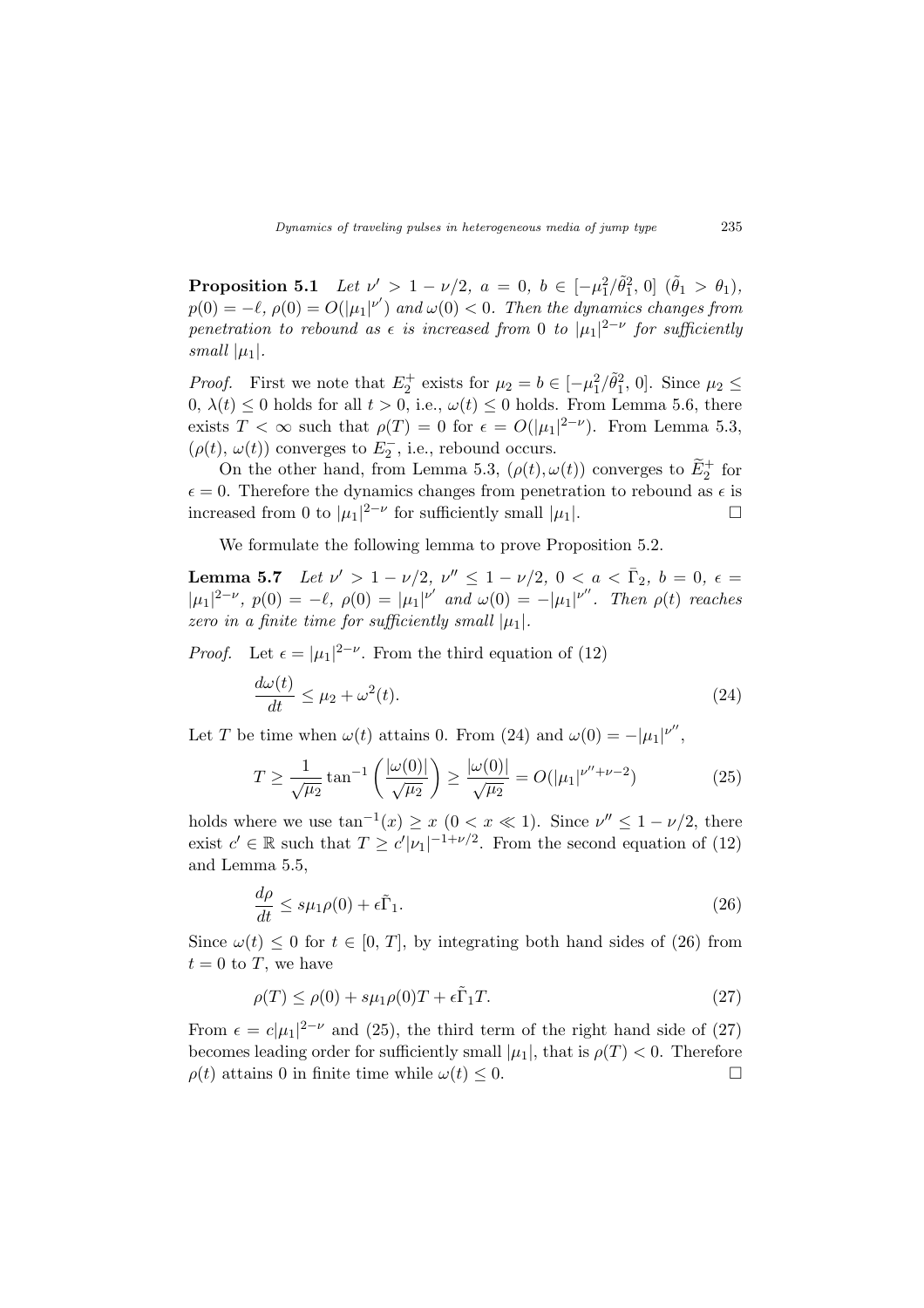**Proposition 5.1** *Let $\nu' > 1 - \nu/2$, $a = 0$, $b \in [-\mu_1^2/\tilde{\theta}_1^2, 0]$ $(\tilde{\theta}_1 > \theta_1)$, $p(0) = -\ell$, $\rho(0) = O(|\mu_1|^{\nu'})$ and $\omega(0) < 0$. Then the dynamics changes from penetration to rebound as $\epsilon$ is increased from 0 to $|\mu_1|^{2-\nu}$ for sufficiently small $|\mu_1|$.*

*Proof.* First we note that $E_2^+$ exists for $\mu_2 = b \in [-\mu_1^2/\tilde{\theta}_1^2, 0]$. Since $\mu_2 \leq 0$, $\lambda(t) \leq 0$ holds for all $t > 0$, i.e., $\omega(t) \leq 0$ holds. From Lemma 5.6, there exists $T < \infty$ such that $\rho(T) = 0$ for $\epsilon = O(|\mu_1|^{2-\nu})$. From Lemma 5.3, $(\rho(t), \omega(t))$ converges to $E_2^-$, i.e., rebound occurs.

On the other hand, from Lemma 5.3, $(\rho(t), \omega(t))$ converges to $\widetilde{E}_2^+$ for $\epsilon = 0$. Therefore the dynamics changes from penetration to rebound as $\epsilon$ is increased from 0 to $|\mu_1|^{2-\nu}$ for sufficiently small $|\mu_1|$. □

We formulate the following lemma to prove Proposition 5.2.

**Lemma 5.7** *Let $\nu' > 1 - \nu/2$, $\nu'' \leq 1 - \nu/2$, $0 < a < \bar{\Gamma}_2$, $b = 0$, $\epsilon = |\mu_1|^{2-\nu}$, $p(0) = -\ell$, $\rho(0) = |\mu_1|^{\nu'}$ and $\omega(0) = -|\mu_1|^{\nu''}$. Then $\rho(t)$ reaches zero in a finite time for sufficiently small $|\mu_1|$.*

*Proof.* Let $\epsilon = |\mu_1|^{2-\nu}$. From the third equation of (12)

$$\frac{d\omega(t)}{dt} \leq \mu_2 + \omega^2(t). \tag{24}$$

Let $T$ be time when $\omega(t)$ attains 0. From (24) and $\omega(0) = -|\mu_1|^{\nu''}$,

$$T \geq \frac{1}{\sqrt{\mu_2}} \tan^{-1}\left(\frac{|\omega(0)|}{\sqrt{\mu_2}}\right) \geq \frac{|\omega(0)|}{\sqrt{\mu_2}} = O(|\mu_1|^{\nu''+\nu-2}) \tag{25}$$

holds where we use $\tan^{-1}(x) \geq x$ $(0 < x \ll 1)$. Since $\nu'' \leq 1 - \nu/2$, there exist $c' \in \mathbb{R}$ such that $T \geq c'|\nu_1|^{-1+\nu/2}$. From the second equation of (12) and Lemma 5.5,

$$\frac{d\rho}{dt} \leq s\mu_1\rho(0) + \epsilon\tilde{\Gamma}_1. \tag{26}$$

Since $\omega(t) \leq 0$ for $t \in [0, T]$, by integrating both hand sides of (26) from $t = 0$ to $T$, we have

$$\rho(T) \leq \rho(0) + s\mu_1\rho(0)T + \epsilon\tilde{\Gamma}_1 T. \tag{27}$$

From $\epsilon = c|\mu_1|^{2-\nu}$ and (25), the third term of the right hand side of (27) becomes leading order for sufficiently small $|\mu_1|$, that is $\rho(T) < 0$. Therefore $\rho(t)$ attains 0 in finite time while $\omega(t) \leq 0$. □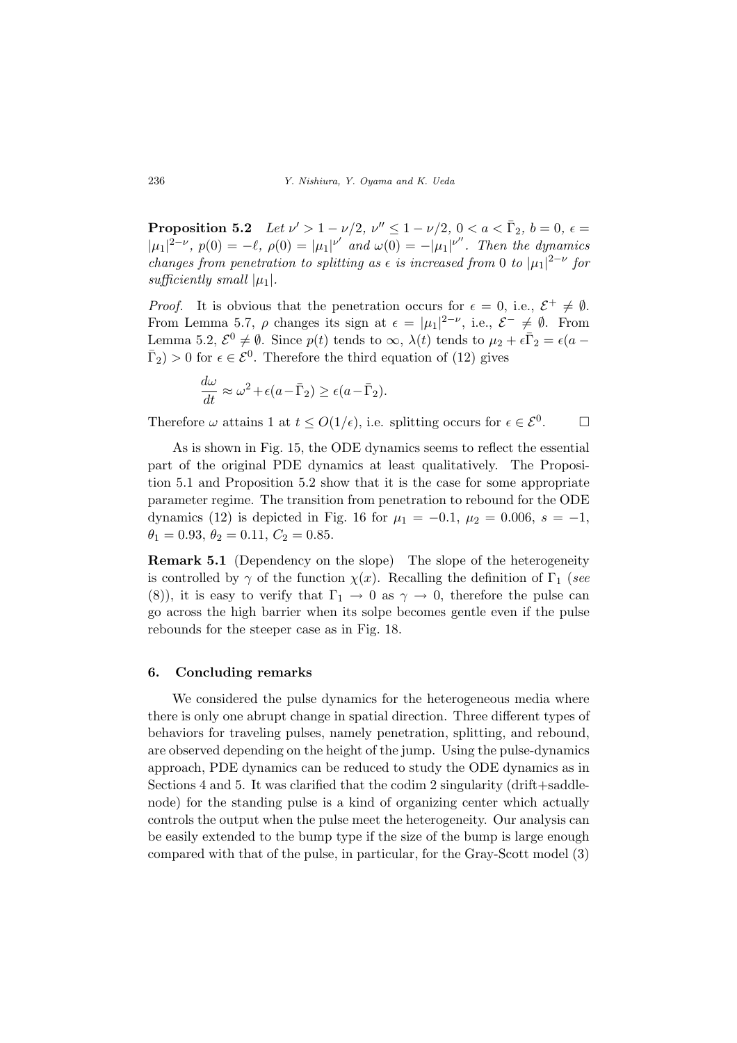**Proposition 5.2** *Let $\nu' > 1 - \nu/2$, $\nu'' \leq 1 - \nu/2$, $0 < a < \bar{\Gamma}_2$, $b = 0$, $\epsilon = |\mu_1|^{2-\nu}$, $p(0) = -\ell$, $\rho(0) = |\mu_1|^{\nu'}$ and $\omega(0) = -|\mu_1|^{\nu''}$. Then the dynamics changes from penetration to splitting as $\epsilon$ is increased from 0 to $|\mu_1|^{2-\nu}$ for sufficiently small $|\mu_1|$.*

*Proof.* It is obvious that the penetration occurs for $\epsilon = 0$, i.e., $\mathcal{E}^+ \neq \emptyset$. From Lemma 5.7, $\rho$ changes its sign at $\epsilon = |\mu_1|^{2-\nu}$, i.e., $\mathcal{E}^- \neq \emptyset$. From Lemma 5.2, $\mathcal{E}^0 \neq \emptyset$. Since $p(t)$ tends to $\infty$, $\lambda(t)$ tends to $\mu_2 + \epsilon\bar{\Gamma}_2 = \epsilon(a - \bar{\Gamma}_2) > 0$ for $\epsilon \in \mathcal{E}^0$. Therefore the third equation of (12) gives

$$\frac{d\omega}{dt} \approx \omega^2 + \epsilon(a - \bar{\Gamma}_2) \geq \epsilon(a - \bar{\Gamma}_2).$$

Therefore $\omega$ attains 1 at $t \leq O(1/\epsilon)$, i.e. splitting occurs for $\epsilon \in \mathcal{E}^0$. □

As is shown in Fig. 15, the ODE dynamics seems to reflect the essential part of the original PDE dynamics at least qualitatively. The Proposition 5.1 and Proposition 5.2 show that it is the case for some appropriate parameter regime. The transition from penetration to rebound for the ODE dynamics (12) is depicted in Fig. 16 for $\mu_1 = -0.1$, $\mu_2 = 0.006$, $s = -1$, $\theta_1 = 0.93$, $\theta_2 = 0.11$, $C_2 = 0.85$.

**Remark 5.1** (Dependency on the slope) The slope of the heterogeneity is controlled by $\gamma$ of the function $\chi(x)$. Recalling the definition of $\Gamma_1$ (*see* (8)), it is easy to verify that $\Gamma_1 \to 0$ as $\gamma \to 0$, therefore the pulse can go across the high barrier when its solpe becomes gentle even if the pulse rebounds for the steeper case as in Fig. 18.

## 6. Concluding remarks

We considered the pulse dynamics for the heterogeneous media where there is only one abrupt change in spatial direction. Three different types of behaviors for traveling pulses, namely penetration, splitting, and rebound, are observed depending on the height of the jump. Using the pulse-dynamics approach, PDE dynamics can be reduced to study the ODE dynamics as in Sections 4 and 5. It was clarified that the codim 2 singularity (drift+saddle-node) for the standing pulse is a kind of organizing center which actually controls the output when the pulse meet the heterogeneity. Our analysis can be easily extended to the bump type if the size of the bump is large enough compared with that of the pulse, in particular, for the Gray-Scott model (3)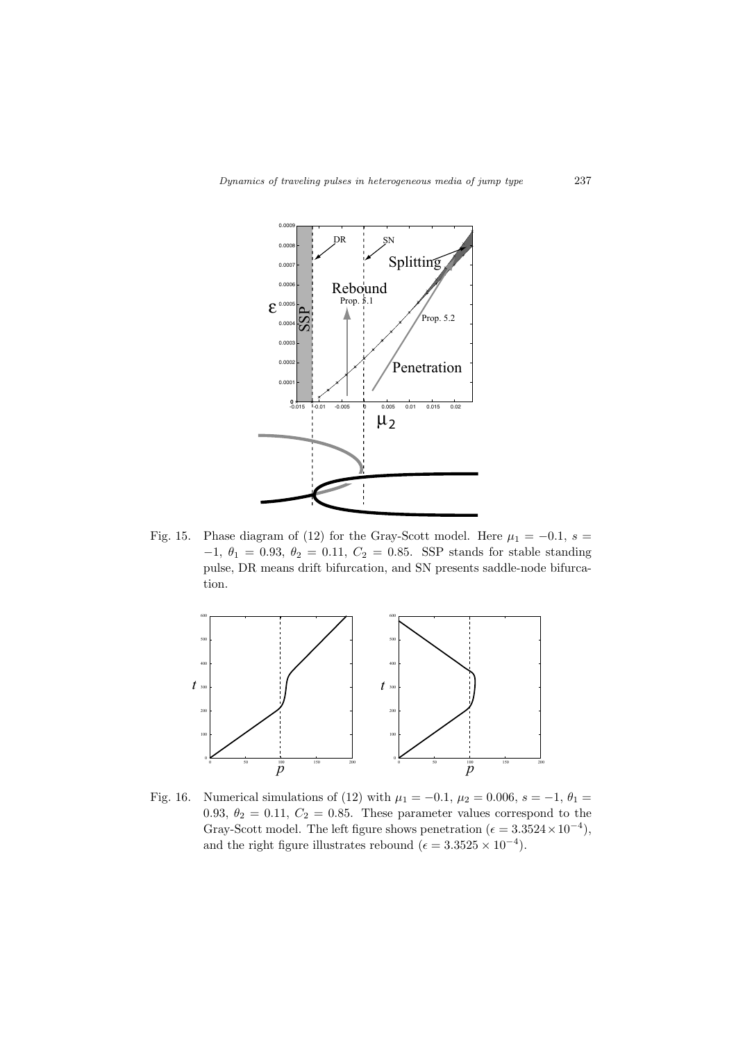Fig. 15. Phase diagram of (12) for the Gray-Scott model. Here $\mu_1 = -0.1$, $s = -1$, $\theta_1 = 0.93$, $\theta_2 = 0.11$, $C_2 = 0.85$. SSP stands for stable standing pulse, DR means drift bifurcation, and SN presents saddle-node bifurcation.

Fig. 16. Numerical simulations of (12) with $\mu_1 = -0.1$, $\mu_2 = 0.006$, $s = -1$, $\theta_1 = 0.93$, $\theta_2 = 0.11$, $C_2 = 0.85$. These parameter values correspond to the Gray-Scott model. The left figure shows penetration ($\epsilon = 3.3524 \times 10^{-4}$), and the right figure illustrates rebound ($\epsilon = 3.3525 \times 10^{-4}$).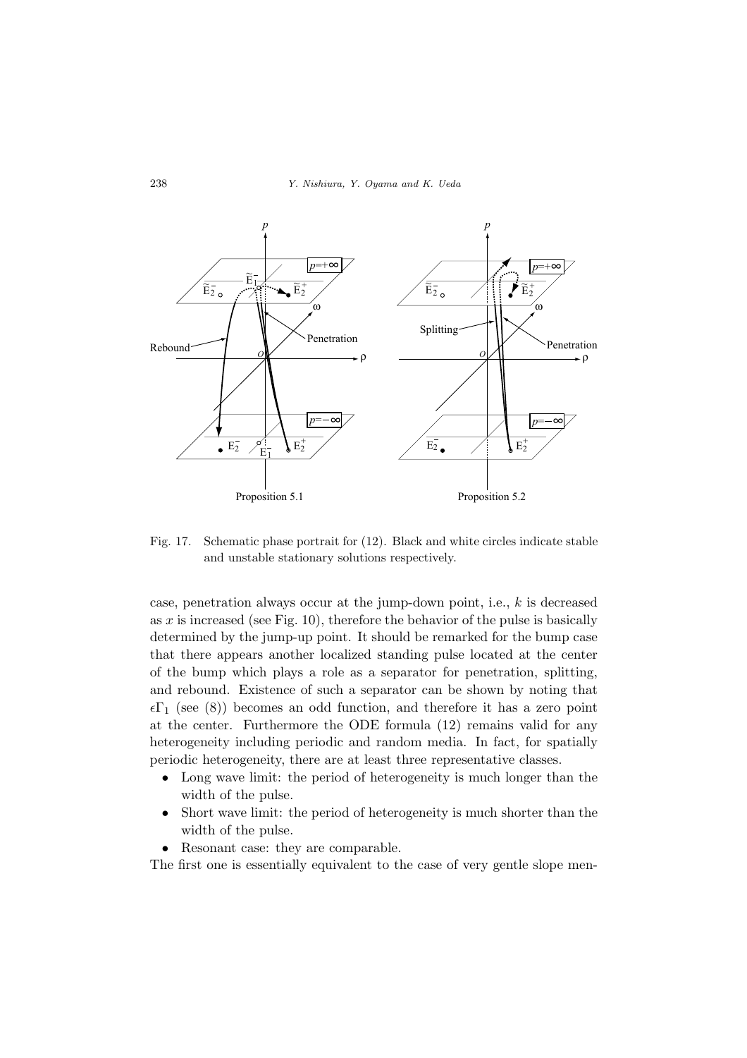Fig. 17. Schematic phase portrait for (12). Black and white circles indicate stable and unstable stationary solutions respectively.

case, penetration always occur at the jump-down point, i.e., $k$ is decreased as $x$ is increased (see Fig. 10), therefore the behavior of the pulse is basically determined by the jump-up point. It should be remarked for the bump case that there appears another localized standing pulse located at the center of the bump which plays a role as a separator for penetration, splitting, and rebound. Existence of such a separator can be shown by noting that $\epsilon\Gamma_1$ (see (8)) becomes an odd function, and therefore it has a zero point at the center. Furthermore the ODE formula (12) remains valid for any heterogeneity including periodic and random media. In fact, for spatially periodic heterogeneity, there are at least three representative classes.

- Long wave limit: the period of heterogeneity is much longer than the width of the pulse.
- Short wave limit: the period of heterogeneity is much shorter than the width of the pulse.
- Resonant case: they are comparable.

The first one is essentially equivalent to the case of very gentle slope men-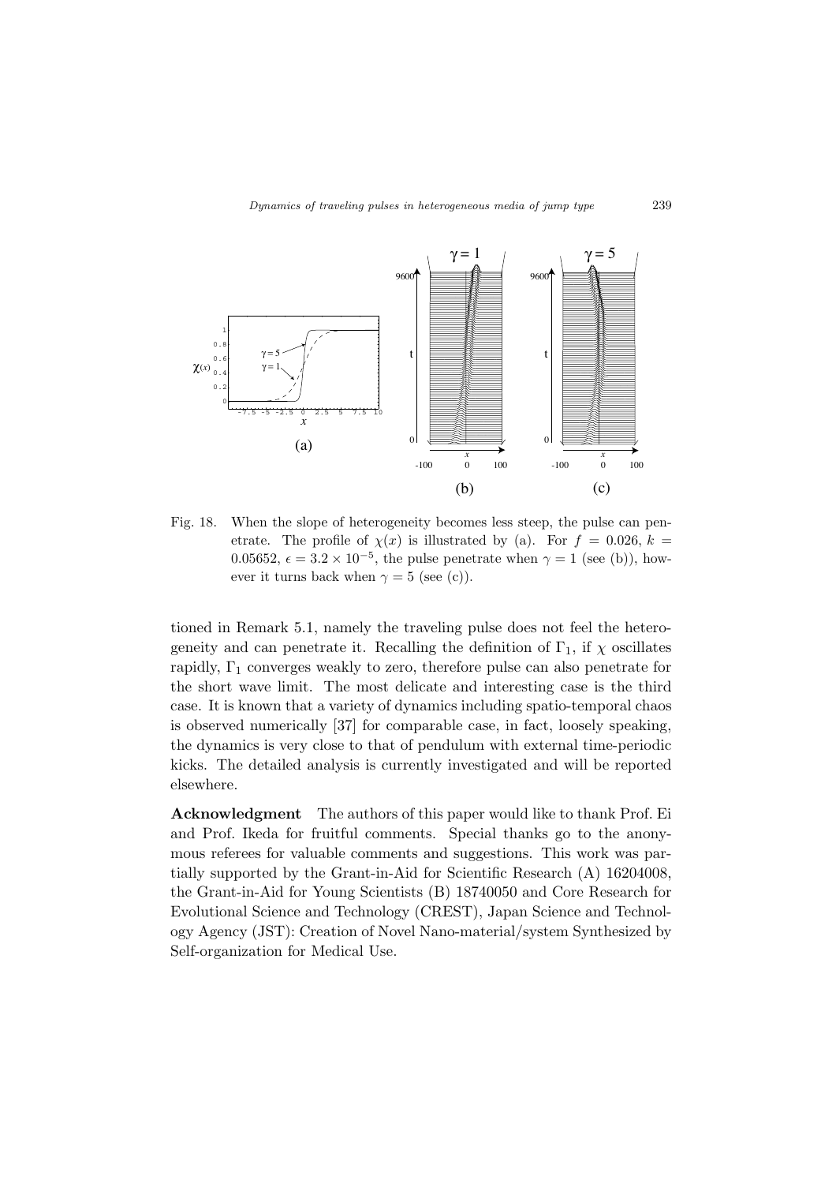Fig. 18. When the slope of heterogeneity becomes less steep, the pulse can penetrate. The profile of $\chi(x)$ is illustrated by (a). For $f = 0.026$, $k = 0.05652$, $\epsilon = 3.2 \times 10^{-5}$, the pulse penetrate when $\gamma = 1$ (see (b)), however it turns back when $\gamma = 5$ (see (c)).

tioned in Remark 5.1, namely the traveling pulse does not feel the heterogeneity and can penetrate it. Recalling the definition of $\Gamma_1$, if $\chi$ oscillates rapidly, $\Gamma_1$ converges weakly to zero, therefore pulse can also penetrate for the short wave limit. The most delicate and interesting case is the third case. It is known that a variety of dynamics including spatio-temporal chaos is observed numerically [37] for comparable case, in fact, loosely speaking, the dynamics is very close to that of pendulum with external time-periodic kicks. The detailed analysis is currently investigated and will be reported elsewhere.

**Acknowledgment** The authors of this paper would like to thank Prof. Ei and Prof. Ikeda for fruitful comments. Special thanks go to the anonymous referees for valuable comments and suggestions. This work was partially supported by the Grant-in-Aid for Scientific Research (A) 16204008, the Grant-in-Aid for Young Scientists (B) 18740050 and Core Research for Evolutional Science and Technology (CREST), Japan Science and Technology Agency (JST): Creation of Novel Nano-material/system Synthesized by Self-organization for Medical Use.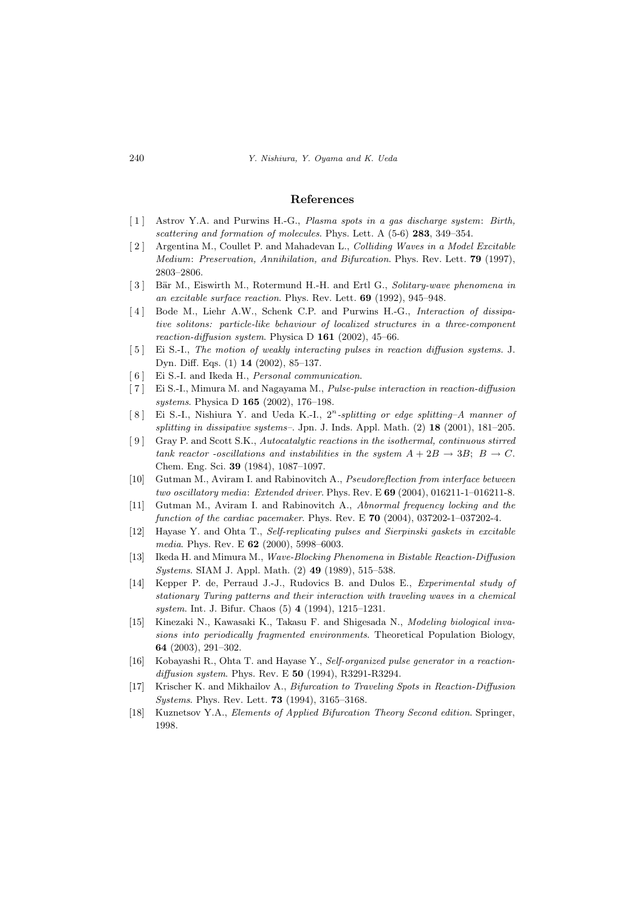## References

[1] Astrov Y.A. and Purwins H.-G., *Plasma spots in a gas discharge system: Birth, scattering and formation of molecules*. Phys. Lett. A (5-6) **283**, 349–354.

[2] Argentina M., Coullet P. and Mahadevan L., *Colliding Waves in a Model Excitable Medium: Preservation, Annihilation, and Bifurcation*. Phys. Rev. Lett. **79** (1997), 2803–2806.

[3] Bär M., Eiswirth M., Rotermund H.-H. and Ertl G., *Solitary-wave phenomena in an excitable surface reaction*. Phys. Rev. Lett. **69** (1992), 945–948.

[4] Bode M., Liehr A.W., Schenk C.P. and Purwins H.-G., *Interaction of dissipative solitons: particle-like behaviour of localized structures in a three-component reaction-diffusion system*. Physica D **161** (2002), 45–66.

[5] Ei S.-I., *The motion of weakly interacting pulses in reaction diffusion systems*. J. Dyn. Diff. Eqs. (1) **14** (2002), 85–137.

[6] Ei S.-I. and Ikeda H., *Personal communication*.

[7] Ei S.-I., Mimura M. and Nagayama M., *Pulse-pulse interaction in reaction-diffusion systems*. Physica D **165** (2002), 176–198.

[8] Ei S.-I., Nishiura Y. and Ueda K.-I., *$2^n$-splitting or edge splitting–A manner of splitting in dissipative systems–*. Jpn. J. Inds. Appl. Math. (2) **18** (2001), 181–205.

[9] Gray P. and Scott S.K., *Autocatalytic reactions in the isothermal, continuous stirred tank reactor -oscillations and instabilities in the system $A + 2B \to 3B$; $B \to C$*. Chem. Eng. Sci. **39** (1984), 1087–1097.

[10] Gutman M., Aviram I. and Rabinovitch A., *Pseudoreflection from interface between two oscillatory media: Extended driver*. Phys. Rev. E **69** (2004), 016211-1–016211-8.

[11] Gutman M., Aviram I. and Rabinovitch A., *Abnormal frequency locking and the function of the cardiac pacemaker*. Phys. Rev. E **70** (2004), 037202-1–037202-4.

[12] Hayase Y. and Ohta T., *Self-replicating pulses and Sierpinski gaskets in excitable media*. Phys. Rev. E **62** (2000), 5998–6003.

[13] Ikeda H. and Mimura M., *Wave-Blocking Phenomena in Bistable Reaction-Diffusion Systems*. SIAM J. Appl. Math. (2) **49** (1989), 515–538.

[14] Kepper P. de, Perraud J.-J., Rudovics B. and Dulos E., *Experimental study of stationary Turing patterns and their interaction with traveling waves in a chemical system*. Int. J. Bifur. Chaos (5) **4** (1994), 1215–1231.

[15] Kinezaki N., Kawasaki K., Takasu F. and Shigesada N., *Modeling biological invasions into periodically fragmented environments*. Theoretical Population Biology, **64** (2003), 291–302.

[16] Kobayashi R., Ohta T. and Hayase Y., *Self-organized pulse generator in a reaction-diffusion system*. Phys. Rev. E **50** (1994), R3291-R3294.

[17] Krischer K. and Mikhailov A., *Bifurcation to Traveling Spots in Reaction-Diffusion Systems*. Phys. Rev. Lett. **73** (1994), 3165–3168.

[18] Kuznetsov Y.A., *Elements of Applied Bifurcation Theory Second edition*. Springer, 1998.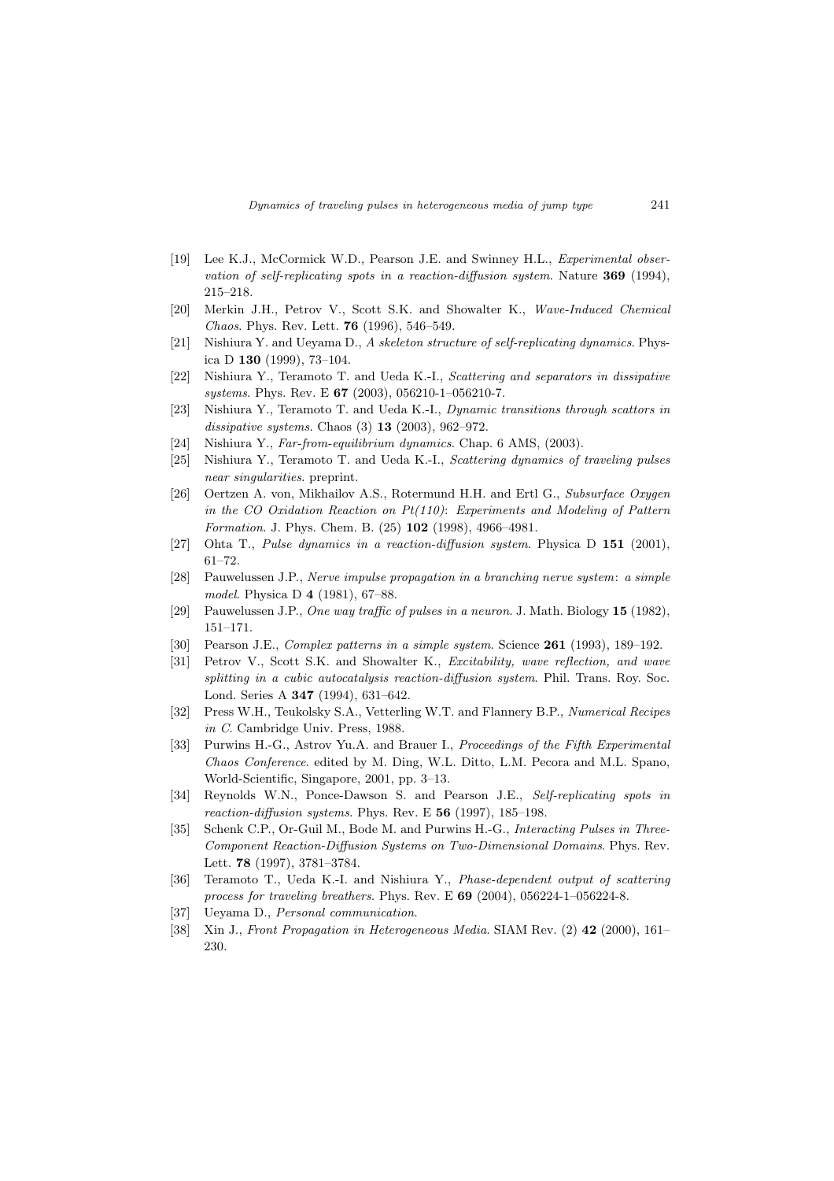[19] Lee K.J., McCormick W.D., Pearson J.E. and Swinney H.L., *Experimental observation of self-replicating spots in a reaction-diffusion system*. Nature **369** (1994), 215–218.

[20] Merkin J.H., Petrov V., Scott S.K. and Showalter K., *Wave-Induced Chemical Chaos*. Phys. Rev. Lett. **76** (1996), 546–549.

[21] Nishiura Y. and Ueyama D., *A skeleton structure of self-replicating dynamics*. Physica D **130** (1999), 73–104.

[22] Nishiura Y., Teramoto T. and Ueda K.-I., *Scattering and separators in dissipative systems*. Phys. Rev. E **67** (2003), 056210-1–056210-7.

[23] Nishiura Y., Teramoto T. and Ueda K.-I., *Dynamic transitions through scattors in dissipative systems*. Chaos (3) **13** (2003), 962–972.

[24] Nishiura Y., *Far-from-equilibrium dynamics*. Chap. 6 AMS, (2003).

[25] Nishiura Y., Teramoto T. and Ueda K.-I., *Scattering dynamics of traveling pulses near singularities*. preprint.

[26] Oertzen A. von, Mikhailov A.S., Rotermund H.H. and Ertl G., *Subsurface Oxygen in the CO Oxidation Reaction on Pt(110)*: *Experiments and Modeling of Pattern Formation*. J. Phys. Chem. B. (25) **102** (1998), 4966–4981.

[27] Ohta T., *Pulse dynamics in a reaction-diffusion system*. Physica D **151** (2001), 61–72.

[28] Pauwelussen J.P., *Nerve impulse propagation in a branching nerve system*: *a simple model*. Physica D **4** (1981), 67–88.

[29] Pauwelussen J.P., *One way traffic of pulses in a neuron*. J. Math. Biology **15** (1982), 151–171.

[30] Pearson J.E., *Complex patterns in a simple system*. Science **261** (1993), 189–192.

[31] Petrov V., Scott S.K. and Showalter K., *Excitability, wave reflection, and wave splitting in a cubic autocatalysis reaction-diffusion system*. Phil. Trans. Roy. Soc. Lond. Series A **347** (1994), 631–642.

[32] Press W.H., Teukolsky S.A., Vetterling W.T. and Flannery B.P., *Numerical Recipes in C*. Cambridge Univ. Press, 1988.

[33] Purwins H.-G., Astrov Yu.A. and Brauer I., *Proceedings of the Fifth Experimental Chaos Conference*. edited by M. Ding, W.L. Ditto, L.M. Pecora and M.L. Spano, World-Scientific, Singapore, 2001, pp. 3–13.

[34] Reynolds W.N., Ponce-Dawson S. and Pearson J.E., *Self-replicating spots in reaction-diffusion systems*. Phys. Rev. E **56** (1997), 185–198.

[35] Schenk C.P., Or-Guil M., Bode M. and Purwins H.-G., *Interacting Pulses in Three-Component Reaction-Diffusion Systems on Two-Dimensional Domains*. Phys. Rev. Lett. **78** (1997), 3781–3784.

[36] Teramoto T., Ueda K.-I. and Nishiura Y., *Phase-dependent output of scattering process for traveling breathers*. Phys. Rev. E **69** (2004), 056224-1–056224-8.

[37] Ueyama D., *Personal communication*.

[38] Xin J., *Front Propagation in Heterogeneous Media*. SIAM Rev. (2) **42** (2000), 161–230.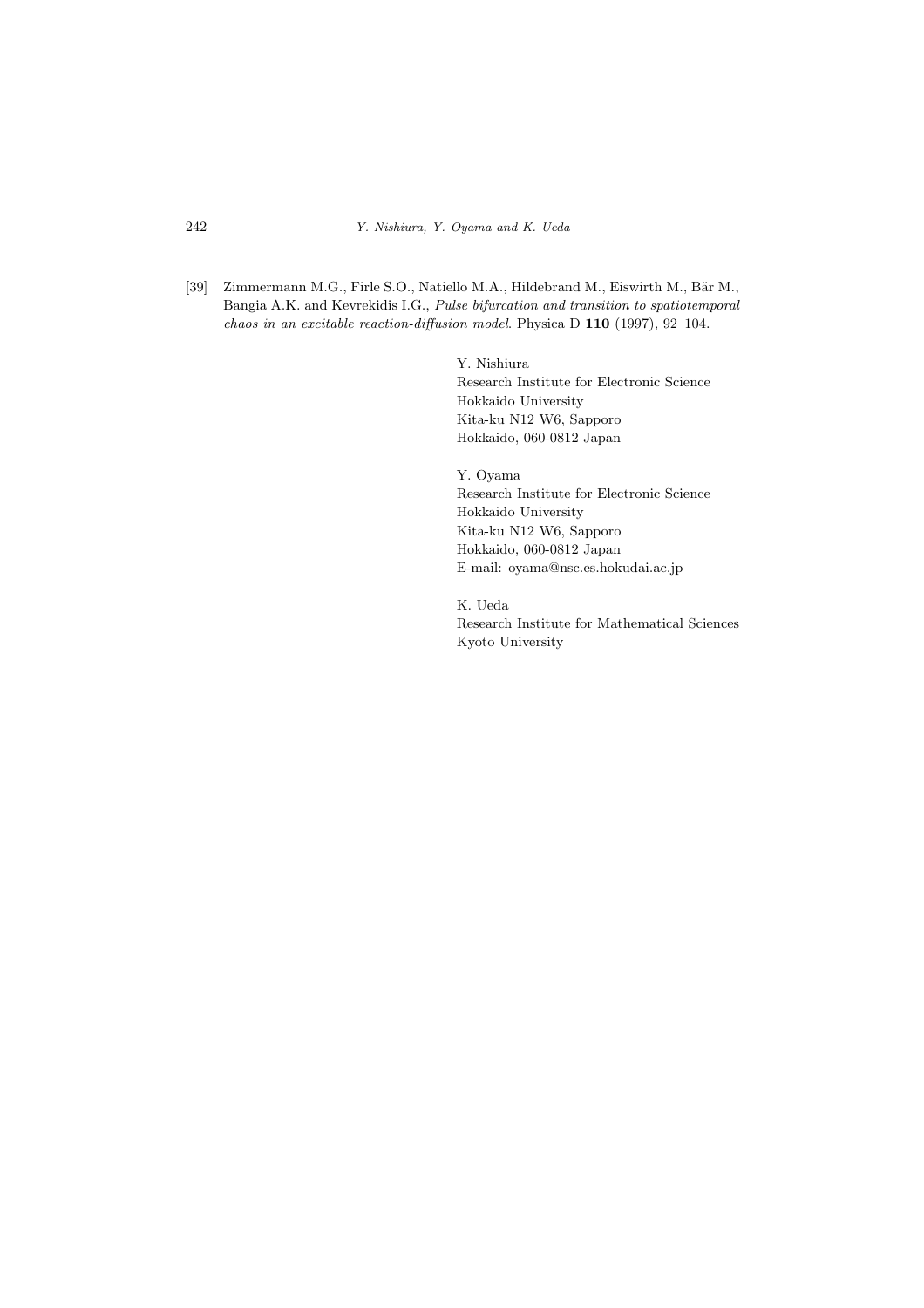[39] Zimmermann M.G., Firle S.O., Natiello M.A., Hildebrand M., Eiswirth M., Bär M., Bangia A.K. and Kevrekidis I.G., *Pulse bifurcation and transition to spatiotemporal chaos in an excitable reaction-diffusion model*. Physica D **110** (1997), 92–104.

Y. Nishiura
Research Institute for Electronic Science
Hokkaido University
Kita-ku N12 W6, Sapporo
Hokkaido, 060-0812 Japan

Y. Oyama
Research Institute for Electronic Science
Hokkaido University
Kita-ku N12 W6, Sapporo
Hokkaido, 060-0812 Japan
E-mail: oyama@nsc.es.hokudai.ac.jp

K. Ueda
Research Institute for Mathematical Sciences
Kyoto University